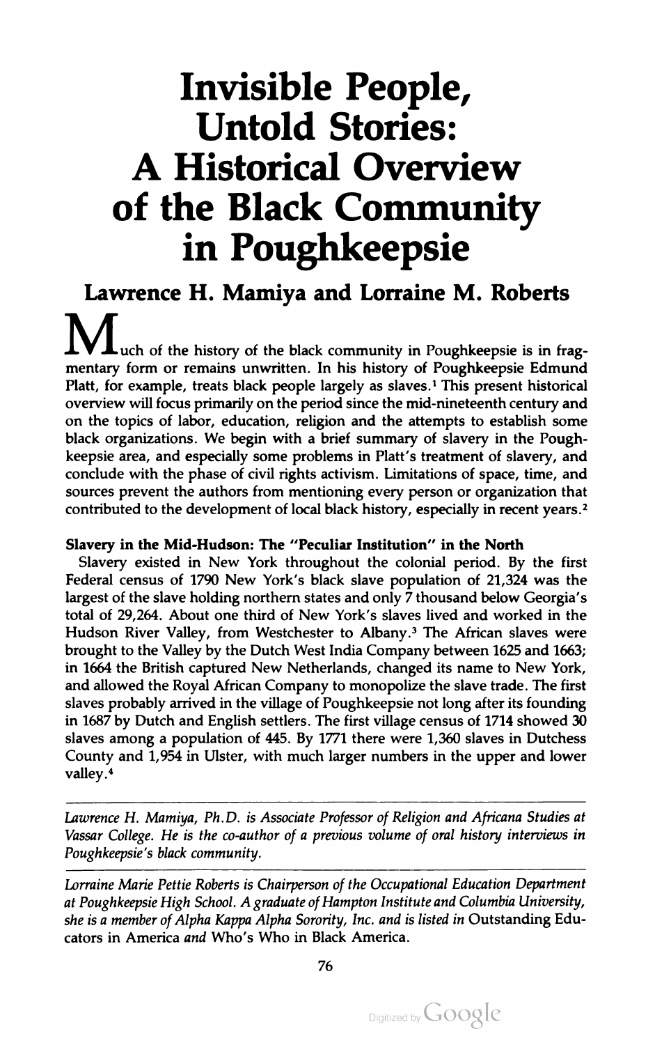# Invisible People, Untold Stories: A Historical Overview of the Black Community in Poughkeepsie

**Lawrence H. Mamiya and Lorraine M. Roberts**

Much of the history of the black community in Poughkeepsie is in fragmentary form or remains unwritten. In his history of Poughkeepsie Edmund Platt, for example, treats black people largely as slaves.[1] This present historical overview will focus primarily on the period since the mid-nineteenth century and on the topics of labor, education, religion and the attempts to establish some black organizations. We begin with a brief summary of slavery in the Poughkeepsie area, and especially some problems in Platt's treatment of slavery, and conclude with the phase of civil rights activism. Limitations of space, time, and sources prevent the authors from mentioning every person or organization that contributed to the development of local black history, especially in recent years.[2]

### Slavery in the Mid-Hudson: The "Peculiar Institution" in the North

Slavery existed in New York throughout the colonial period. By the first Federal census of 1790 New York's black slave population of 21,324 was the largest of the slave holding northern states and only 7 thousand below Georgia's total of 29,264. About one third of New York's slaves lived and worked in the Hudson River Valley, from Westchester to Albany.[3] The African slaves were brought to the Valley by the Dutch West India Company between 1625 and 1663; in 1664 the British captured New Netherlands, changed its name to New York, and allowed the Royal African Company to monopolize the slave trade. The first slaves probably arrived in the village of Poughkeepsie not long after its founding in 1687 by Dutch and English settlers. The first village census of 1714 showed 30 slaves among a population of 445. By 1771 there were 1,360 slaves in Dutchess County and 1,954 in Ulster, with much larger numbers in the upper and lower valley.[4]

---

*Lawrence H. Mamiya, Ph.D. is Associate Professor of Religion and Africana Studies at Vassar College. He is the co-author of a previous volume of oral history interviews in Poughkeepsie's black community.*

---

*Lorraine Marie Pettie Roberts is Chairperson of the Occupational Education Department at Poughkeepsie High School. A graduate of Hampton Institute and Columbia University, she is a member of Alpha Kappa Alpha Sorority, Inc. and is listed in* Outstanding Educators in America *and* Who's Who in Black America.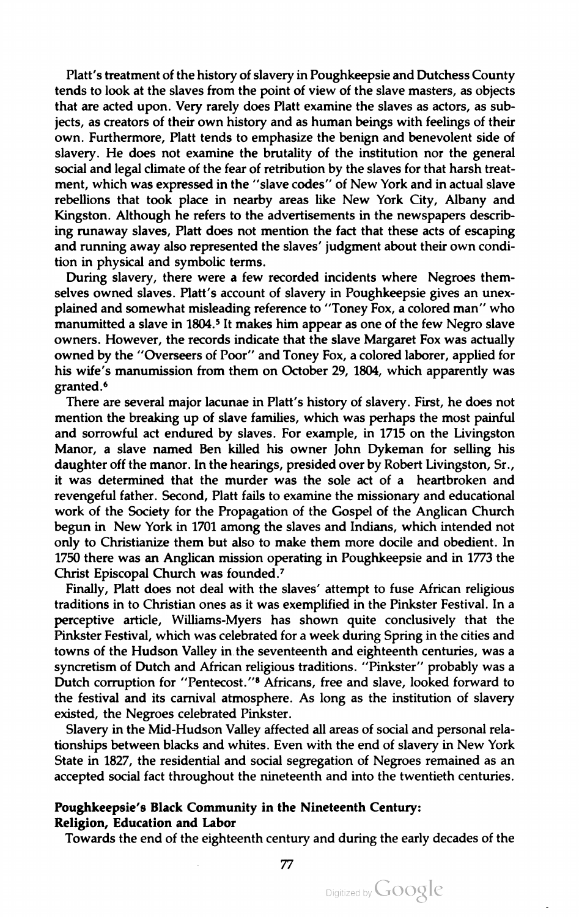Platt's treatment of the history of slavery in Poughkeepsie and Dutchess County tends to look at the slaves from the point of view of the slave masters, as objects that are acted upon. Very rarely does Platt examine the slaves as actors, as subjects, as creators of their own history and as human beings with feelings of their own. Furthermore, Platt tends to emphasize the benign and benevolent side of slavery. He does not examine the brutality of the institution nor the general social and legal climate of the fear of retribution by the slaves for that harsh treatment, which was expressed in the "slave codes" of New York and in actual slave rebellions that took place in nearby areas like New York City, Albany and Kingston. Although he refers to the advertisements in the newspapers describing runaway slaves, Platt does not mention the fact that these acts of escaping and running away also represented the slaves' judgment about their own condition in physical and symbolic terms.

During slavery, there were a few recorded incidents where Negroes themselves owned slaves. Platt's account of slavery in Poughkeepsie gives an unexplained and somewhat misleading reference to "Toney Fox, a colored man" who manumitted a slave in 1804.[5] It makes him appear as one of the few Negro slave owners. However, the records indicate that the slave Margaret Fox was actually owned by the "Overseers of Poor" and Toney Fox, a colored laborer, applied for his wife's manumission from them on October 29, 1804, which apparently was granted.[6]

There are several major lacunae in Platt's history of slavery. First, he does not mention the breaking up of slave families, which was perhaps the most painful and sorrowful act endured by slaves. For example, in 1715 on the Livingston Manor, a slave named Ben killed his owner John Dykeman for selling his daughter off the manor. In the hearings, presided over by Robert Livingston, Sr., it was determined that the murder was the sole act of a heartbroken and revengeful father. Second, Platt fails to examine the missionary and educational work of the Society for the Propagation of the Gospel of the Anglican Church begun in New York in 1701 among the slaves and Indians, which intended not only to Christianize them but also to make them more docile and obedient. In 1750 there was an Anglican mission operating in Poughkeepsie and in 1773 the Christ Episcopal Church was founded.[7]

Finally, Platt does not deal with the slaves' attempt to fuse African religious traditions in to Christian ones as it was exemplified in the Pinkster Festival. In a perceptive article, Williams-Myers has shown quite conclusively that the Pinkster Festival, which was celebrated for a week during Spring in the cities and towns of the Hudson Valley in the seventeenth and eighteenth centuries, was a syncretism of Dutch and African religious traditions. "Pinkster" probably was a Dutch corruption for "Pentecost."[8] Africans, free and slave, looked forward to the festival and its carnival atmosphere. As long as the institution of slavery existed, the Negroes celebrated Pinkster.

Slavery in the Mid-Hudson Valley affected all areas of social and personal relationships between blacks and whites. Even with the end of slavery in New York State in 1827, the residential and social segregation of Negroes remained as an accepted social fact throughout the nineteenth and into the twentieth centuries.

### Poughkeepsie's Black Community in the Nineteenth Century: Religion, Education and Labor

Towards the end of the eighteenth century and during the early decades of the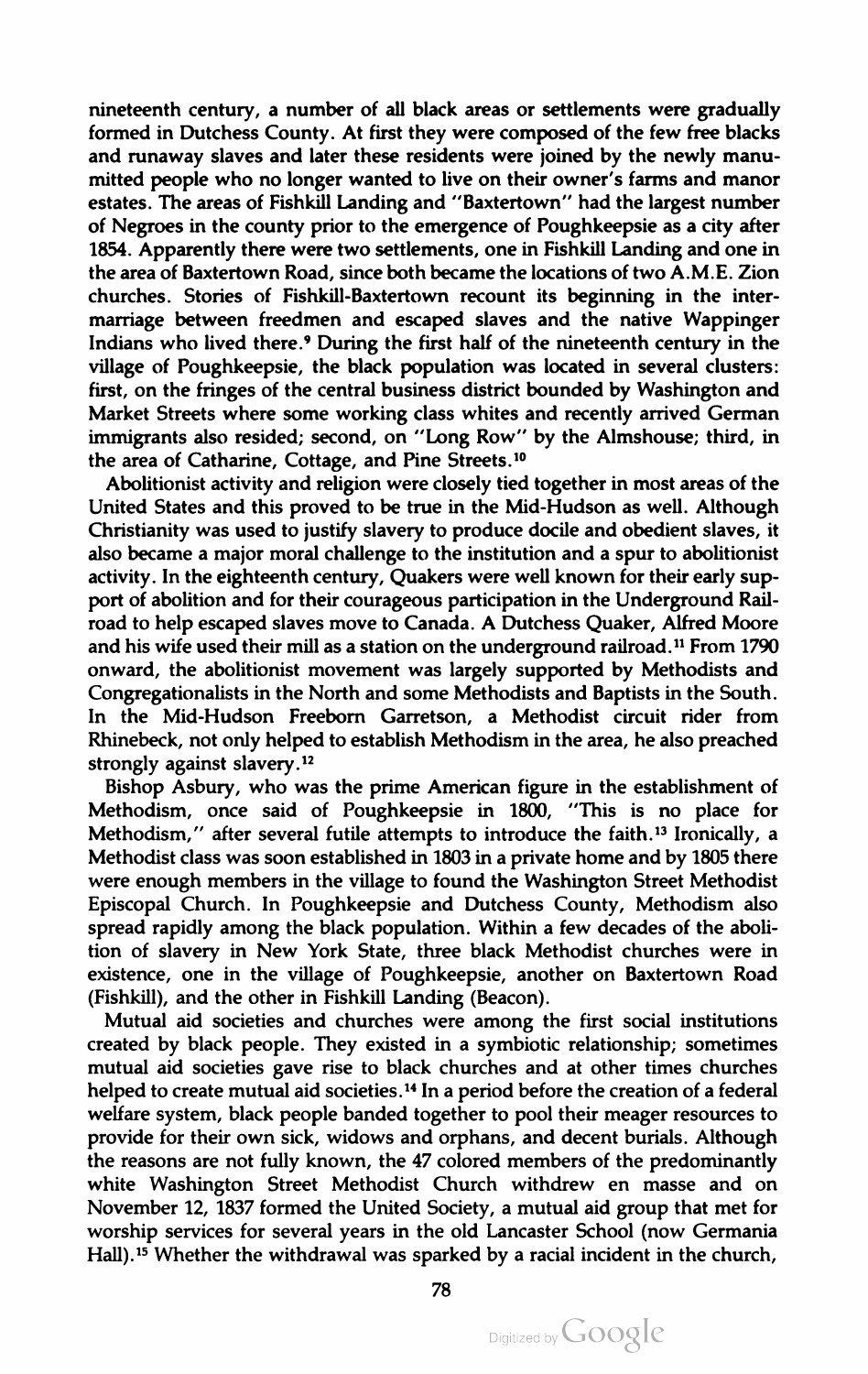nineteenth century, a number of all black areas or settlements were gradually formed in Dutchess County. At first they were composed of the few free blacks and runaway slaves and later these residents were joined by the newly manumitted people who no longer wanted to live on their owner's farms and manor estates. The areas of Fishkill Landing and "Baxtertown" had the largest number of Negroes in the county prior to the emergence of Poughkeepsie as a city after 1854. Apparently there were two settlements, one in Fishkill Landing and one in the area of Baxtertown Road, since both became the locations of two A.M.E. Zion churches. Stories of Fishkill-Baxtertown recount its beginning in the intermarriage between freedmen and escaped slaves and the native Wappinger Indians who lived there.[9] During the first half of the nineteenth century in the village of Poughkeepsie, the black population was located in several clusters: first, on the fringes of the central business district bounded by Washington and Market Streets where some working class whites and recently arrived German immigrants also resided; second, on "Long Row" by the Almshouse; third, in the area of Catharine, Cottage, and Pine Streets.[10]

Abolitionist activity and religion were closely tied together in most areas of the United States and this proved to be true in the Mid-Hudson as well. Although Christianity was used to justify slavery to produce docile and obedient slaves, it also became a major moral challenge to the institution and a spur to abolitionist activity. In the eighteenth century, Quakers were well known for their early support of abolition and for their courageous participation in the Underground Railroad to help escaped slaves move to Canada. A Dutchess Quaker, Alfred Moore and his wife used their mill as a station on the underground railroad.[11] From 1790 onward, the abolitionist movement was largely supported by Methodists and Congregationalists in the North and some Methodists and Baptists in the South. In the Mid-Hudson Freeborn Garretson, a Methodist circuit rider from Rhinebeck, not only helped to establish Methodism in the area, he also preached strongly against slavery.[12]

Bishop Asbury, who was the prime American figure in the establishment of Methodism, once said of Poughkeepsie in 1800, "This is no place for Methodism," after several futile attempts to introduce the faith.[13] Ironically, a Methodist class was soon established in 1803 in a private home and by 1805 there were enough members in the village to found the Washington Street Methodist Episcopal Church. In Poughkeepsie and Dutchess County, Methodism also spread rapidly among the black population. Within a few decades of the abolition of slavery in New York State, three black Methodist churches were in existence, one in the village of Poughkeepsie, another on Baxtertown Road (Fishkill), and the other in Fishkill Landing (Beacon).

Mutual aid societies and churches were among the first social institutions created by black people. They existed in a symbiotic relationship; sometimes mutual aid societies gave rise to black churches and at other times churches helped to create mutual aid societies.[14] In a period before the creation of a federal welfare system, black people banded together to pool their meager resources to provide for their own sick, widows and orphans, and decent burials. Although the reasons are not fully known, the 47 colored members of the predominantly white Washington Street Methodist Church withdrew en masse and on November 12, 1837 formed the United Society, a mutual aid group that met for worship services for several years in the old Lancaster School (now Germania Hall).[15] Whether the withdrawal was sparked by a racial incident in the church,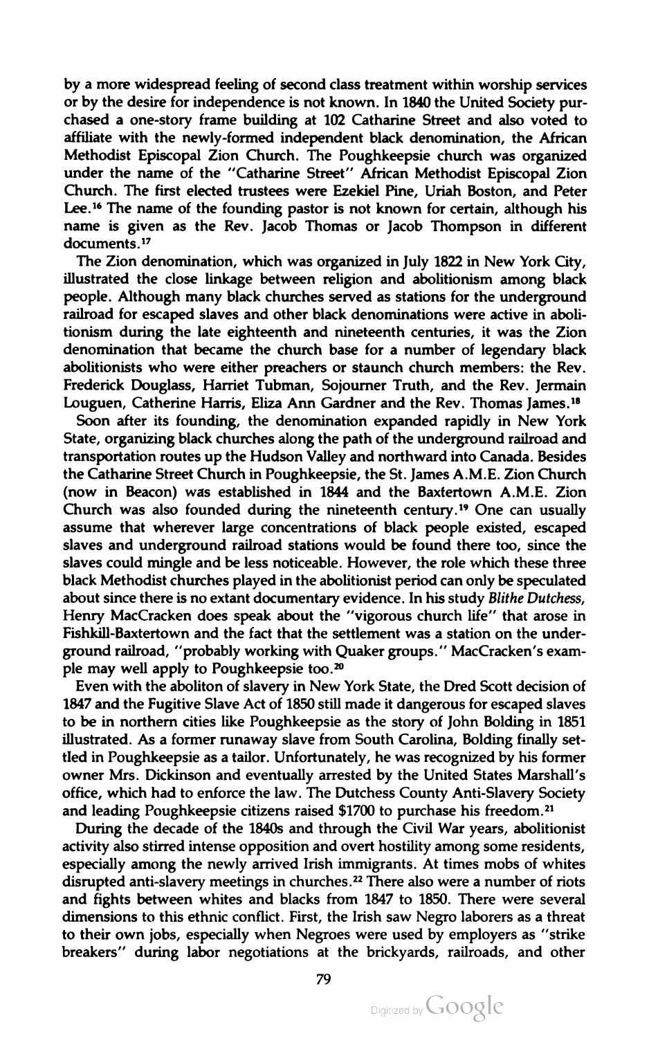by a more widespread feeling of second class treatment within worship services or by the desire for independence is not known. In 1840 the United Society purchased a one-story frame building at 102 Catharine Street and also voted to affiliate with the newly-formed independent black denomination, the African Methodist Episcopal Zion Church. The Poughkeepsie church was organized under the name of the "Catharine Street" African Methodist Episcopal Zion Church. The first elected trustees were Ezekiel Pine, Uriah Boston, and Peter Lee.[16] The name of the founding pastor is not known for certain, although his name is given as the Rev. Jacob Thomas or Jacob Thompson in different documents.[17]

The Zion denomination, which was organized in July 1822 in New York City, illustrated the close linkage between religion and abolitionism among black people. Although many black churches served as stations for the underground railroad for escaped slaves and other black denominations were active in abolitionism during the late eighteenth and nineteenth centuries, it was the Zion denomination that became the church base for a number of legendary black abolitionists who were either preachers or staunch church members: the Rev. Frederick Douglass, Harriet Tubman, Sojourner Truth, and the Rev. Jermain Louguen, Catherine Harris, Eliza Ann Gardner and the Rev. Thomas James.[18]

Soon after its founding, the denomination expanded rapidly in New York State, organizing black churches along the path of the underground railroad and transportation routes up the Hudson Valley and northward into Canada. Besides the Catharine Street Church in Poughkeepsie, the St. James A.M.E. Zion Church (now in Beacon) was established in 1844 and the Baxtertown A.M.E. Zion Church was also founded during the nineteenth century.[19] One can usually assume that wherever large concentrations of black people existed, escaped slaves and underground railroad stations would be found there too, since the slaves could mingle and be less noticeable. However, the role which these three black Methodist churches played in the abolitionist period can only be speculated about since there is no extant documentary evidence. In his study *Blithe Dutchess*, Henry MacCracken does speak about the "vigorous church life" that arose in Fishkill-Baxtertown and the fact that the settlement was a station on the underground railroad, "probably working with Quaker groups." MacCracken's example may well apply to Poughkeepsie too.[20]

Even with the aboliton of slavery in New York State, the Dred Scott decision of 1847 and the Fugitive Slave Act of 1850 still made it dangerous for escaped slaves to be in northern cities like Poughkeepsie as the story of John Bolding in 1851 illustrated. As a former runaway slave from South Carolina, Bolding finally settled in Poughkeepsie as a tailor. Unfortunately, he was recognized by his former owner Mrs. Dickinson and eventually arrested by the United States Marshall's office, which had to enforce the law. The Dutchess County Anti-Slavery Society and leading Poughkeepsie citizens raised $1700 to purchase his freedom.[21]

During the decade of the 1840s and through the Civil War years, abolitionist activity also stirred intense opposition and overt hostility among some residents, especially among the newly arrived Irish immigrants. At times mobs of whites disrupted anti-slavery meetings in churches.[22] There also were a number of riots and fights between whites and blacks from 1847 to 1850. There were several dimensions to this ethnic conflict. First, the Irish saw Negro laborers as a threat to their own jobs, especially when Negroes were used by employers as "strike breakers" during labor negotiations at the brickyards, railroads, and other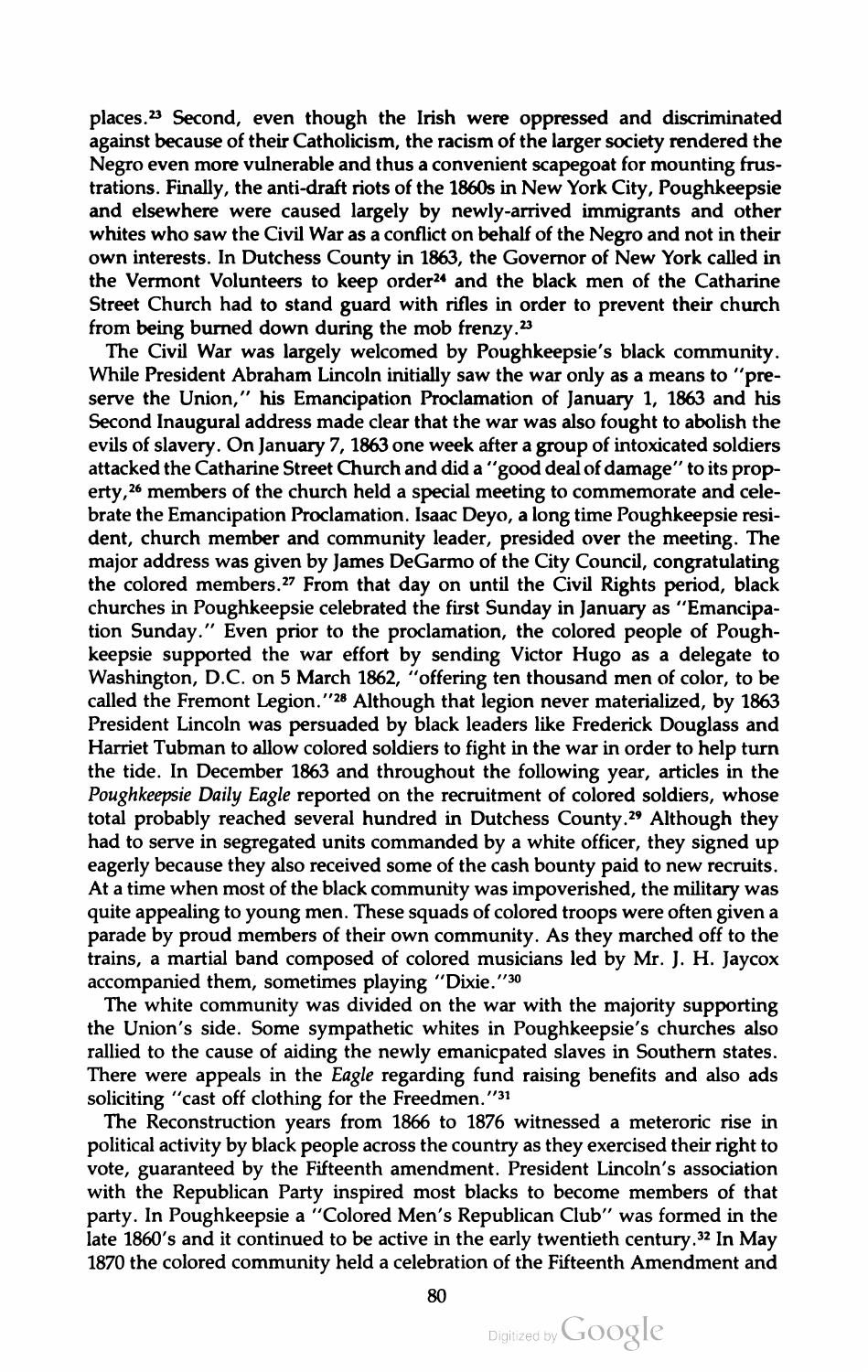places.[23] Second, even though the Irish were oppressed and discriminated against because of their Catholicism, the racism of the larger society rendered the Negro even more vulnerable and thus a convenient scapegoat for mounting frustrations. Finally, the anti-draft riots of the 1860s in New York City, Poughkeepsie and elsewhere were caused largely by newly-arrived immigrants and other whites who saw the Civil War as a conflict on behalf of the Negro and not in their own interests. In Dutchess County in 1863, the Governor of New York called in the Vermont Volunteers to keep order[24] and the black men of the Catharine Street Church had to stand guard with rifles in order to prevent their church from being burned down during the mob frenzy.[25]

The Civil War was largely welcomed by Poughkeepsie's black community. While President Abraham Lincoln initially saw the war only as a means to "preserve the Union," his Emancipation Proclamation of January 1, 1863 and his Second Inaugural address made clear that the war was also fought to abolish the evils of slavery. On January 7, 1863 one week after a group of intoxicated soldiers attacked the Catharine Street Church and did a "good deal of damage" to its property,[26] members of the church held a special meeting to commemorate and celebrate the Emancipation Proclamation. Isaac Deyo, a long time Poughkeepsie resident, church member and community leader, presided over the meeting. The major address was given by James DeGarmo of the City Council, congratulating the colored members.[27] From that day on until the Civil Rights period, black churches in Poughkeepsie celebrated the first Sunday in January as "Emancipation Sunday." Even prior to the proclamation, the colored people of Poughkeepsie supported the war effort by sending Victor Hugo as a delegate to Washington, D.C. on 5 March 1862, "offering ten thousand men of color, to be called the Fremont Legion."[28] Although that legion never materialized, by 1863 President Lincoln was persuaded by black leaders like Frederick Douglass and Harriet Tubman to allow colored soldiers to fight in the war in order to help turn the tide. In December 1863 and throughout the following year, articles in the *Poughkeepsie Daily Eagle* reported on the recruitment of colored soldiers, whose total probably reached several hundred in Dutchess County.[29] Although they had to serve in segregated units commanded by a white officer, they signed up eagerly because they also received some of the cash bounty paid to new recruits. At a time when most of the black community was impoverished, the military was quite appealing to young men. These squads of colored troops were often given a parade by proud members of their own community. As they marched off to the trains, a martial band composed of colored musicians led by Mr. J. H. Jaycox accompanied them, sometimes playing "Dixie."[30]

The white community was divided on the war with the majority supporting the Union's side. Some sympathetic whites in Poughkeepsie's churches also rallied to the cause of aiding the newly emanicpated slaves in Southern states. There were appeals in the *Eagle* regarding fund raising benefits and also ads soliciting "cast off clothing for the Freedmen."[31]

The Reconstruction years from 1866 to 1876 witnessed a meteroric rise in political activity by black people across the country as they exercised their right to vote, guaranteed by the Fifteenth amendment. President Lincoln's association with the Republican Party inspired most blacks to become members of that party. In Poughkeepsie a "Colored Men's Republican Club" was formed in the late 1860's and it continued to be active in the early twentieth century.[32] In May 1870 the colored community held a celebration of the Fifteenth Amendment and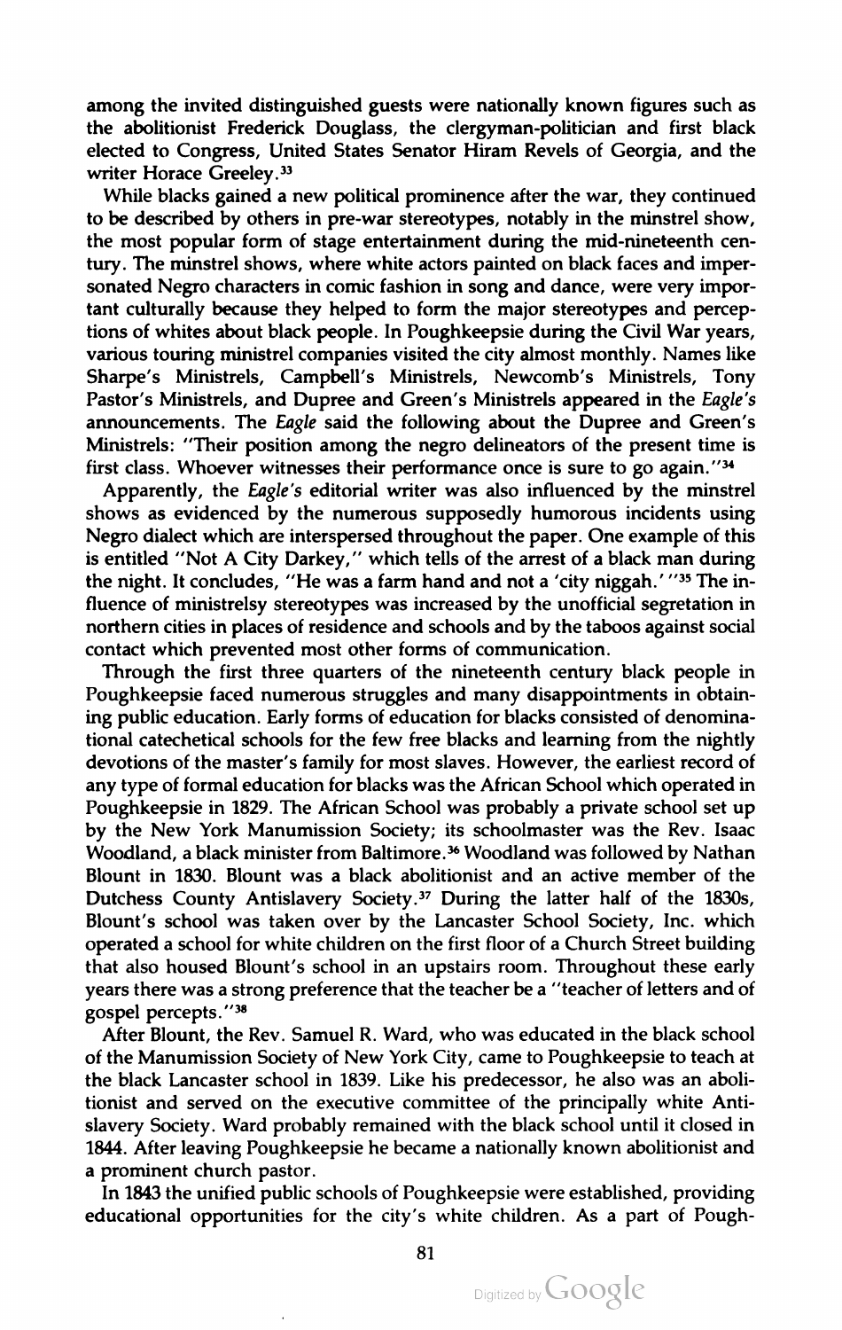among the invited distinguished guests were nationally known figures such as the abolitionist Frederick Douglass, the clergyman-politician and first black elected to Congress, United States Senator Hiram Revels of Georgia, and the writer Horace Greeley.[33]

While blacks gained a new political prominence after the war, they continued to be described by others in pre-war stereotypes, notably in the minstrel show, the most popular form of stage entertainment during the mid-nineteenth century. The minstrel shows, where white actors painted on black faces and impersonated Negro characters in comic fashion in song and dance, were very important culturally because they helped to form the major stereotypes and perceptions of whites about black people. In Poughkeepsie during the Civil War years, various touring ministrel companies visited the city almost monthly. Names like Sharpe's Ministrels, Campbell's Ministrels, Newcomb's Ministrels, Tony Pastor's Ministrels, and Dupree and Green's Ministrels appeared in the *Eagle's* announcements. The *Eagle* said the following about the Dupree and Green's Ministrels: "Their position among the negro delineators of the present time is first class. Whoever witnesses their performance once is sure to go again."[34]

Apparently, the *Eagle's* editorial writer was also influenced by the minstrel shows as evidenced by the numerous supposedly humorous incidents using Negro dialect which are interspersed throughout the paper. One example of this is entitled "Not A City Darkey," which tells of the arrest of a black man during the night. It concludes, "He was a farm hand and not a 'city niggah.'"[35] The influence of ministrelsy stereotypes was increased by the unofficial segretation in northern cities in places of residence and schools and by the taboos against social contact which prevented most other forms of communication.

Through the first three quarters of the nineteenth century black people in Poughkeepsie faced numerous struggles and many disappointments in obtaining public education. Early forms of education for blacks consisted of denominational catechetical schools for the few free blacks and learning from the nightly devotions of the master's family for most slaves. However, the earliest record of any type of formal education for blacks was the African School which operated in Poughkeepsie in 1829. The African School was probably a private school set up by the New York Manumission Society; its schoolmaster was the Rev. Isaac Woodland, a black minister from Baltimore.[36] Woodland was followed by Nathan Blount in 1830. Blount was a black abolitionist and an active member of the Dutchess County Antislavery Society.[37] During the latter half of the 1830s, Blount's school was taken over by the Lancaster School Society, Inc. which operated a school for white children on the first floor of a Church Street building that also housed Blount's school in an upstairs room. Throughout these early years there was a strong preference that the teacher be a "teacher of letters and of gospel percepts."[38]

After Blount, the Rev. Samuel R. Ward, who was educated in the black school of the Manumission Society of New York City, came to Poughkeepsie to teach at the black Lancaster school in 1839. Like his predecessor, he also was an abolitionist and served on the executive committee of the principally white Antislavery Society. Ward probably remained with the black school until it closed in 1844. After leaving Poughkeepsie he became a nationally known abolitionist and a prominent church pastor.

In 1843 the unified public schools of Poughkeepsie were established, providing educational opportunities for the city's white children. As a part of Pough-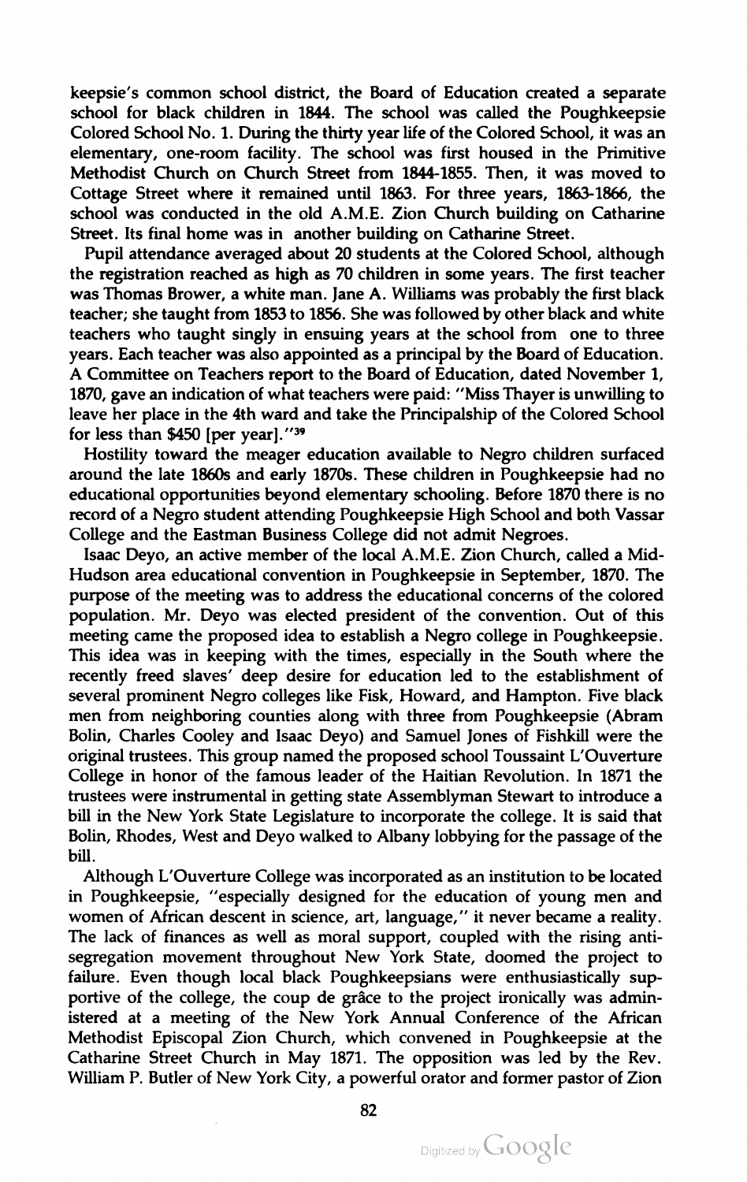keepsie's common school district, the Board of Education created a separate school for black children in 1844. The school was called the Poughkeepsie Colored School No. 1. During the thirty year life of the Colored School, it was an elementary, one-room facility. The school was first housed in the Primitive Methodist Church on Church Street from 1844-1855. Then, it was moved to Cottage Street where it remained until 1863. For three years, 1863-1866, the school was conducted in the old A.M.E. Zion Church building on Catharine Street. Its final home was in another building on Catharine Street.

Pupil attendance averaged about 20 students at the Colored School, although the registration reached as high as 70 children in some years. The first teacher was Thomas Brower, a white man. Jane A. Williams was probably the first black teacher; she taught from 1853 to 1856. She was followed by other black and white teachers who taught singly in ensuing years at the school from one to three years. Each teacher was also appointed as a principal by the Board of Education. A Committee on Teachers report to the Board of Education, dated November 1, 1870, gave an indication of what teachers were paid: "Miss Thayer is unwilling to leave her place in the 4th ward and take the Principalship of the Colored School for less than $450 [per year]."[39]

Hostility toward the meager education available to Negro children surfaced around the late 1860s and early 1870s. These children in Poughkeepsie had no educational opportunities beyond elementary schooling. Before 1870 there is no record of a Negro student attending Poughkeepsie High School and both Vassar College and the Eastman Business College did not admit Negroes.

Isaac Deyo, an active member of the local A.M.E. Zion Church, called a Mid-Hudson area educational convention in Poughkeepsie in September, 1870. The purpose of the meeting was to address the educational concerns of the colored population. Mr. Deyo was elected president of the convention. Out of this meeting came the proposed idea to establish a Negro college in Poughkeepsie. This idea was in keeping with the times, especially in the South where the recently freed slaves' deep desire for education led to the establishment of several prominent Negro colleges like Fisk, Howard, and Hampton. Five black men from neighboring counties along with three from Poughkeepsie (Abram Bolin, Charles Cooley and Isaac Deyo) and Samuel Jones of Fishkill were the original trustees. This group named the proposed school Toussaint L'Ouverture College in honor of the famous leader of the Haitian Revolution. In 1871 the trustees were instrumental in getting state Assemblyman Stewart to introduce a bill in the New York State Legislature to incorporate the college. It is said that Bolin, Rhodes, West and Deyo walked to Albany lobbying for the passage of the bill.

Although L'Ouverture College was incorporated as an institution to be located in Poughkeepsie, "especially designed for the education of young men and women of African descent in science, art, language," it never became a reality. The lack of finances as well as moral support, coupled with the rising anti-segregation movement throughout New York State, doomed the project to failure. Even though local black Poughkeepsians were enthusiastically supportive of the college, the coup de grâce to the project ironically was administered at a meeting of the New York Annual Conference of the African Methodist Episcopal Zion Church, which convened in Poughkeepsie at the Catharine Street Church in May 1871. The opposition was led by the Rev. William P. Butler of New York City, a powerful orator and former pastor of Zion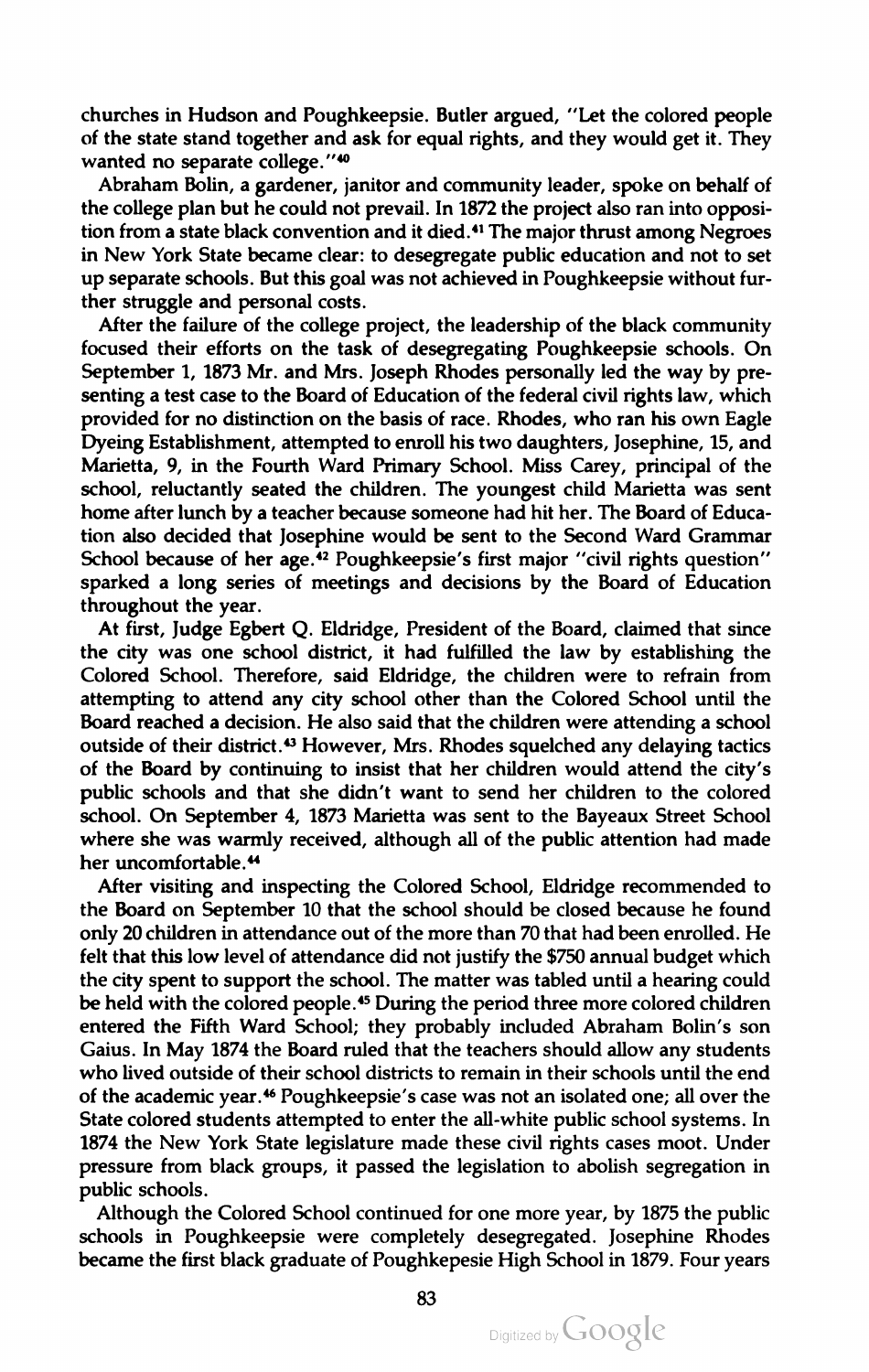churches in Hudson and Poughkeepsie. Butler argued, "Let the colored people of the state stand together and ask for equal rights, and they would get it. They wanted no separate college."[40]

Abraham Bolin, a gardener, janitor and community leader, spoke on behalf of the college plan but he could not prevail. In 1872 the project also ran into opposition from a state black convention and it died.[41] The major thrust among Negroes in New York State became clear: to desegregate public education and not to set up separate schools. But this goal was not achieved in Poughkeepsie without further struggle and personal costs.

After the failure of the college project, the leadership of the black community focused their efforts on the task of desegregating Poughkeepsie schools. On September 1, 1873 Mr. and Mrs. Joseph Rhodes personally led the way by presenting a test case to the Board of Education of the federal civil rights law, which provided for no distinction on the basis of race. Rhodes, who ran his own Eagle Dyeing Establishment, attempted to enroll his two daughters, Josephine, 15, and Marietta, 9, in the Fourth Ward Primary School. Miss Carey, principal of the school, reluctantly seated the children. The youngest child Marietta was sent home after lunch by a teacher because someone had hit her. The Board of Education also decided that Josephine would be sent to the Second Ward Grammar School because of her age.[42] Poughkeepsie's first major "civil rights question" sparked a long series of meetings and decisions by the Board of Education throughout the year.

At first, Judge Egbert Q. Eldridge, President of the Board, claimed that since the city was one school district, it had fulfilled the law by establishing the Colored School. Therefore, said Eldridge, the children were to refrain from attempting to attend any city school other than the Colored School until the Board reached a decision. He also said that the children were attending a school outside of their district.[43] However, Mrs. Rhodes squelched any delaying tactics of the Board by continuing to insist that her children would attend the city's public schools and that she didn't want to send her children to the colored school. On September 4, 1873 Marietta was sent to the Bayeaux Street School where she was warmly received, although all of the public attention had made her uncomfortable.[44]

After visiting and inspecting the Colored School, Eldridge recommended to the Board on September 10 that the school should be closed because he found only 20 children in attendance out of the more than 70 that had been enrolled. He felt that this low level of attendance did not justify the $750 annual budget which the city spent to support the school. The matter was tabled until a hearing could be held with the colored people.[45] During the period three more colored children entered the Fifth Ward School; they probably included Abraham Bolin's son Gaius. In May 1874 the Board ruled that the teachers should allow any students who lived outside of their school districts to remain in their schools until the end of the academic year.[46] Poughkeepsie's case was not an isolated one; all over the State colored students attempted to enter the all-white public school systems. In 1874 the New York State legislature made these civil rights cases moot. Under pressure from black groups, it passed the legislation to abolish segregation in public schools.

Although the Colored School continued for one more year, by 1875 the public schools in Poughkeepsie were completely desegregated. Josephine Rhodes became the first black graduate of Poughkepesie High School in 1879. Four years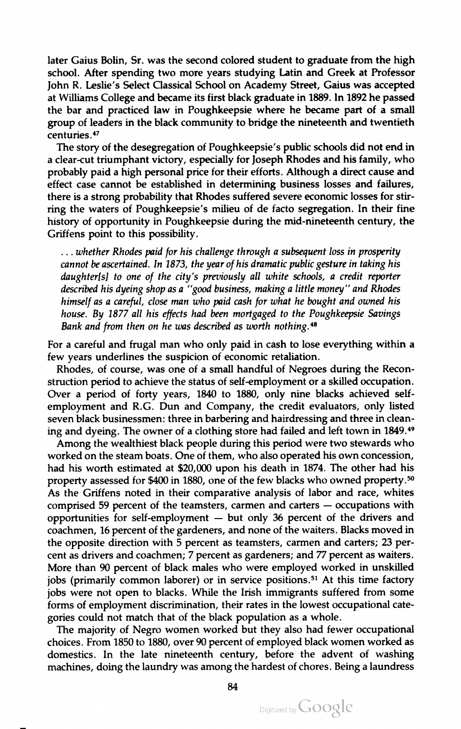later Gaius Bolin, Sr. was the second colored student to graduate from the high school. After spending two more years studying Latin and Greek at Professor John R. Leslie's Select Classical School on Academy Street, Gaius was accepted at Williams College and became its first black graduate in 1889. In 1892 he passed the bar and practiced law in Poughkeepsie where he became part of a small group of leaders in the black community to bridge the nineteenth and twentieth centuries.[47]

The story of the desegregation of Poughkeepsie's public schools did not end in a clear-cut triumphant victory, especially for Joseph Rhodes and his family, who probably paid a high personal price for their efforts. Although a direct cause and effect case cannot be established in determining business losses and failures, there is a strong probability that Rhodes suffered severe economic losses for stirring the waters of Poughkeepsie's milieu of de facto segregation. In their fine history of opportunity in Poughkeepsie during the mid-nineteenth century, the Griffens point to this possibility.

> *. . . whether Rhodes paid for his challenge through a subsequent loss in prosperity cannot be ascertained. In 1873, the year of his dramatic public gesture in taking his daughter[s] to one of the city's previously all white schools, a credit reporter described his dyeing shop as a "good business, making a little money" and Rhodes himself as a careful, close man who paid cash for what he bought and owned his house. By 1877 all his effects had been mortgaged to the Poughkeepsie Savings Bank and from then on he was described as worth nothing.*[48]

For a careful and frugal man who only paid in cash to lose everything within a few years underlines the suspicion of economic retaliation.

Rhodes, of course, was one of a small handful of Negroes during the Reconstruction period to achieve the status of self-employment or a skilled occupation. Over a period of forty years, 1840 to 1880, only nine blacks achieved self-employment and R.G. Dun and Company, the credit evaluators, only listed seven black businessmen: three in barbering and hairdressing and three in cleaning and dyeing. The owner of a clothing store had failed and left town in 1849.[49]

Among the wealthiest black people during this period were two stewards who worked on the steam boats. One of them, who also operated his own concession, had his worth estimated at $20,000 upon his death in 1874. The other had his property assessed for $400 in 1880, one of the few blacks who owned property.[50] As the Griffens noted in their comparative analysis of labor and race, whites comprised 59 percent of the teamsters, carmen and carters — occupations with opportunities for self-employment — but only 36 percent of the drivers and coachmen, 16 percent of the gardeners, and none of the waiters. Blacks moved in the opposite direction with 5 percent as teamsters, carmen and carters; 23 percent as drivers and coachmen; 7 percent as gardeners; and 77 percent as waiters. More than 90 percent of black males who were employed worked in unskilled jobs (primarily common laborer) or in service positions.[51] At this time factory jobs were not open to blacks. While the Irish immigrants suffered from some forms of employment discrimination, their rates in the lowest occupational categories could not match that of the black population as a whole.

The majority of Negro women worked but they also had fewer occupational choices. From 1850 to 1880, over 90 percent of employed black women worked as domestics. In the late nineteenth century, before the advent of washing machines, doing the laundry was among the hardest of chores. Being a laundress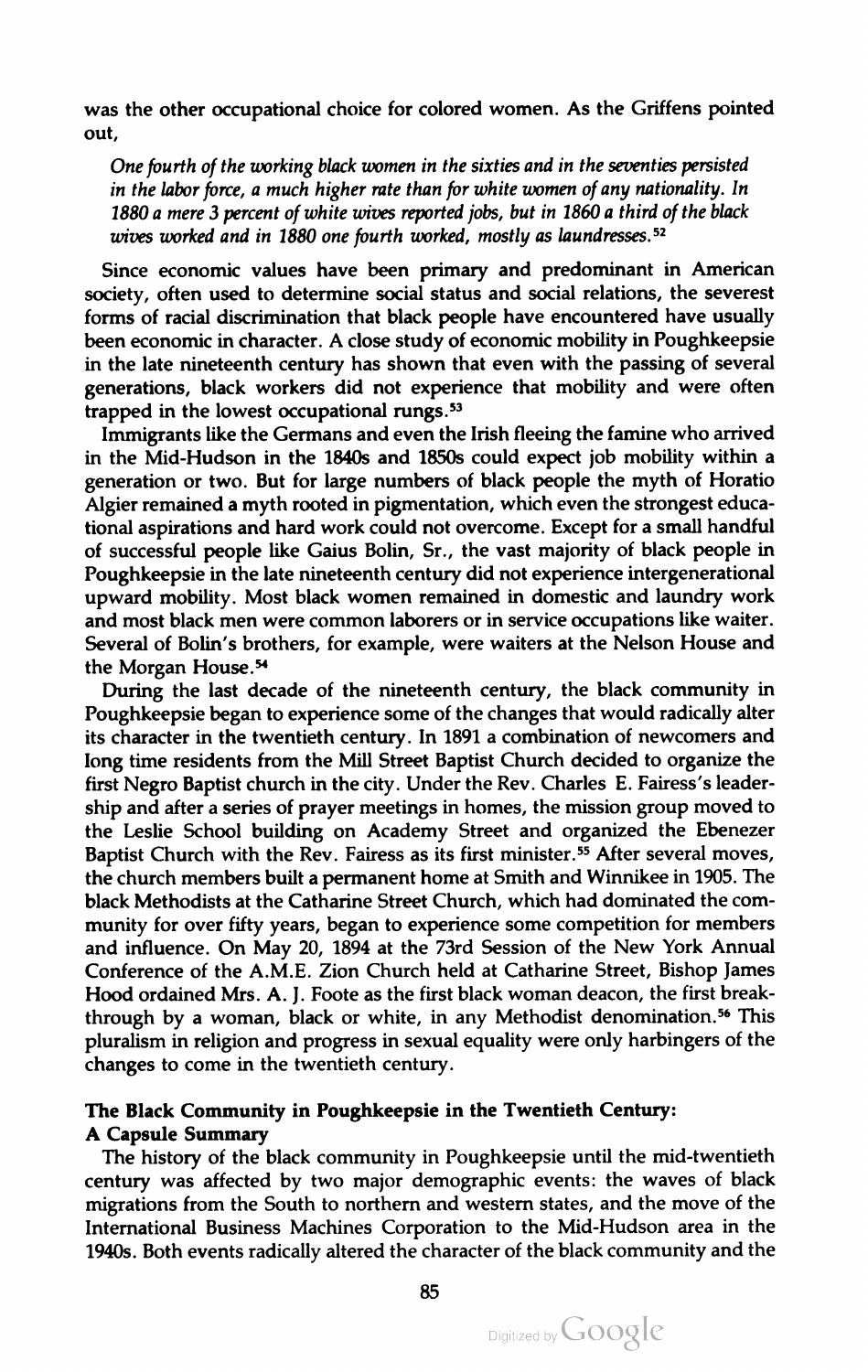was the other occupational choice for colored women. As the Griffens pointed out,

> *One fourth of the working black women in the sixties and in the seventies persisted in the labor force, a much higher rate than for white women of any nationality. In 1880 a mere 3 percent of white wives reported jobs, but in 1860 a third of the black wives worked and in 1880 one fourth worked, mostly as laundresses.*[52]

Since economic values have been primary and predominant in American society, often used to determine social status and social relations, the severest forms of racial discrimination that black people have encountered have usually been economic in character. A close study of economic mobility in Poughkeepsie in the late nineteenth century has shown that even with the passing of several generations, black workers did not experience that mobility and were often trapped in the lowest occupational rungs.[53]

Immigrants like the Germans and even the Irish fleeing the famine who arrived in the Mid-Hudson in the 1840s and 1850s could expect job mobility within a generation or two. But for large numbers of black people the myth of Horatio Algier remained a myth rooted in pigmentation, which even the strongest educational aspirations and hard work could not overcome. Except for a small handful of successful people like Gaius Bolin, Sr., the vast majority of black people in Poughkeepsie in the late nineteenth century did not experience intergenerational upward mobility. Most black women remained in domestic and laundry work and most black men were common laborers or in service occupations like waiter. Several of Bolin's brothers, for example, were waiters at the Nelson House and the Morgan House.[54]

During the last decade of the nineteenth century, the black community in Poughkeepsie began to experience some of the changes that would radically alter its character in the twentieth century. In 1891 a combination of newcomers and long time residents from the Mill Street Baptist Church decided to organize the first Negro Baptist church in the city. Under the Rev. Charles E. Fairess's leadership and after a series of prayer meetings in homes, the mission group moved to the Leslie School building on Academy Street and organized the Ebenezer Baptist Church with the Rev. Fairess as its first minister.[55] After several moves, the church members built a permanent home at Smith and Winnikee in 1905. The black Methodists at the Catharine Street Church, which had dominated the community for over fifty years, began to experience some competition for members and influence. On May 20, 1894 at the 73rd Session of the New York Annual Conference of the A.M.E. Zion Church held at Catharine Street, Bishop James Hood ordained Mrs. A. J. Foote as the first black woman deacon, the first breakthrough by a woman, black or white, in any Methodist denomination.[56] This pluralism in religion and progress in sexual equality were only harbingers of the changes to come in the twentieth century.

### The Black Community in Poughkeepsie in the Twentieth Century: A Capsule Summary

The history of the black community in Poughkeepsie until the mid-twentieth century was affected by two major demographic events: the waves of black migrations from the South to northern and western states, and the move of the International Business Machines Corporation to the Mid-Hudson area in the 1940s. Both events radically altered the character of the black community and the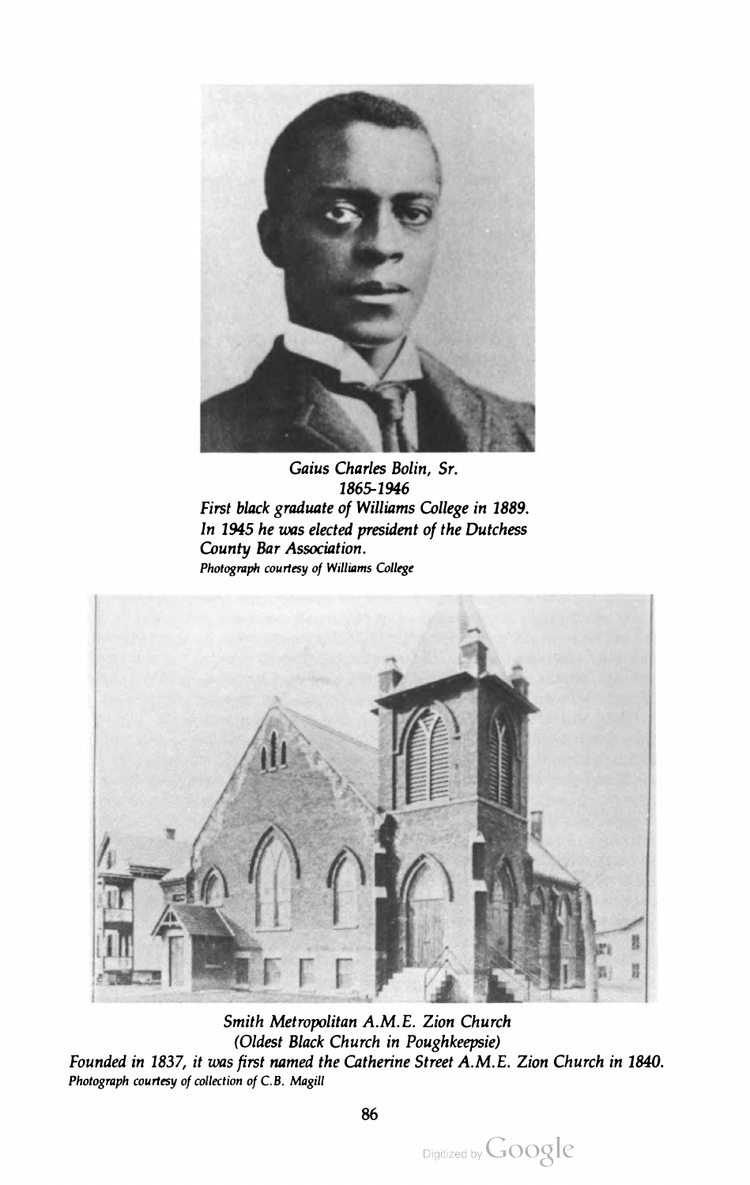*Gaius Charles Bolin, Sr.*
*1865-1946*
*First black graduate of Williams College in 1889.*
*In 1945 he was elected president of the Dutchess County Bar Association.*
*Photograph courtesy of Williams College*

*Smith Metropolitan A.M.E. Zion Church*
*(Oldest Black Church in Poughkeepsie)*
*Founded in 1837, it was first named the Catherine Street A.M.E. Zion Church in 1840.*
*Photograph courtesy of collection of C.B. Magill*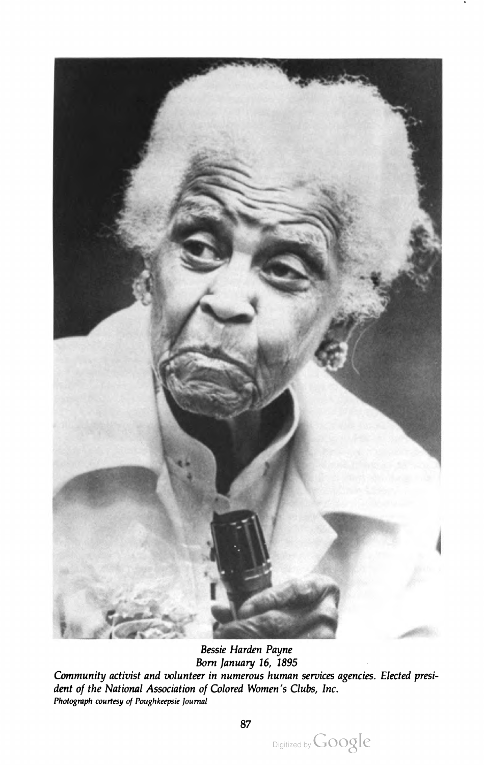*Bessie Harden Payne*
*Born January 16, 1895*
*Community activist and volunteer in numerous human services agencies. Elected president of the National Association of Colored Women's Clubs, Inc.*
*Photograph courtesy of Poughkeepsie Journal*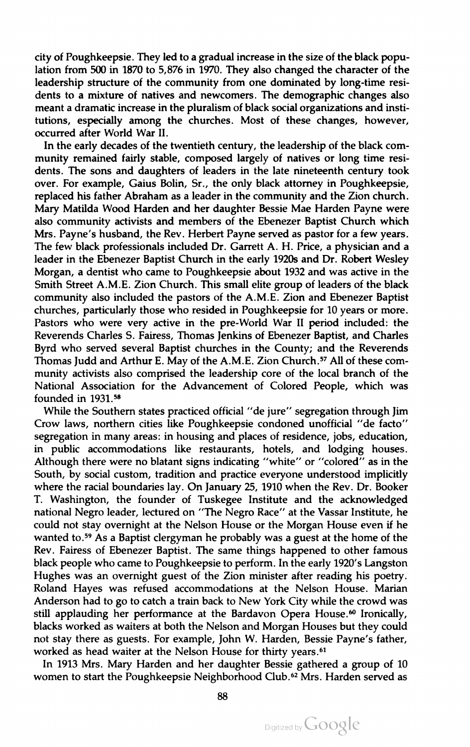city of Poughkeepsie. They led to a gradual increase in the size of the black population from 500 in 1870 to 5,876 in 1970. They also changed the character of the leadership structure of the community from one dominated by long-time residents to a mixture of natives and newcomers. The demographic changes also meant a dramatic increase in the pluralism of black social organizations and institutions, especially among the churches. Most of these changes, however, occurred after World War II.

In the early decades of the twentieth century, the leadership of the black community remained fairly stable, composed largely of natives or long time residents. The sons and daughters of leaders in the late nineteenth century took over. For example, Gaius Bolin, Sr., the only black attorney in Poughkeepsie, replaced his father Abraham as a leader in the community and the Zion church. Mary Matilda Wood Harden and her daughter Bessie Mae Harden Payne were also community activists and members of the Ebenezer Baptist Church which Mrs. Payne's husband, the Rev. Herbert Payne served as pastor for a few years. The few black professionals included Dr. Garrett A. H. Price, a physician and a leader in the Ebenezer Baptist Church in the early 1920s and Dr. Robert Wesley Morgan, a dentist who came to Poughkeepsie about 1932 and was active in the Smith Street A.M.E. Zion Church. This small elite group of leaders of the black community also included the pastors of the A.M.E. Zion and Ebenezer Baptist churches, particularly those who resided in Poughkeepsie for 10 years or more. Pastors who were very active in the pre-World War II period included: the Reverends Charles S. Fairess, Thomas Jenkins of Ebenezer Baptist, and Charles Byrd who served several Baptist churches in the County; and the Reverends Thomas Judd and Arthur E. May of the A.M.E. Zion Church.[57] All of these community activists also comprised the leadership core of the local branch of the National Association for the Advancement of Colored People, which was founded in 1931.[58]

While the Southern states practiced official "de jure" segregation through Jim Crow laws, northern cities like Poughkeepsie condoned unofficial "de facto" segregation in many areas: in housing and places of residence, jobs, education, in public accommodations like restaurants, hotels, and lodging houses. Although there were no blatant signs indicating "white" or "colored" as in the South, by social custom, tradition and practice everyone understood implicitly where the racial boundaries lay. On January 25, 1910 when the Rev. Dr. Booker T. Washington, the founder of Tuskegee Institute and the acknowledged national Negro leader, lectured on "The Negro Race" at the Vassar Institute, he could not stay overnight at the Nelson House or the Morgan House even if he wanted to.[59] As a Baptist clergyman he probably was a guest at the home of the Rev. Fairess of Ebenezer Baptist. The same things happened to other famous black people who came to Poughkeepsie to perform. In the early 1920's Langston Hughes was an overnight guest of the Zion minister after reading his poetry. Roland Hayes was refused accommodations at the Nelson House. Marian Anderson had to go to catch a train back to New York City while the crowd was still applauding her performance at the Bardavon Opera House.[60] Ironically, blacks worked as waiters at both the Nelson and Morgan Houses but they could not stay there as guests. For example, John W. Harden, Bessie Payne's father, worked as head waiter at the Nelson House for thirty years.[61]

In 1913 Mrs. Mary Harden and her daughter Bessie gathered a group of 10 women to start the Poughkeepsie Neighborhood Club.[62] Mrs. Harden served as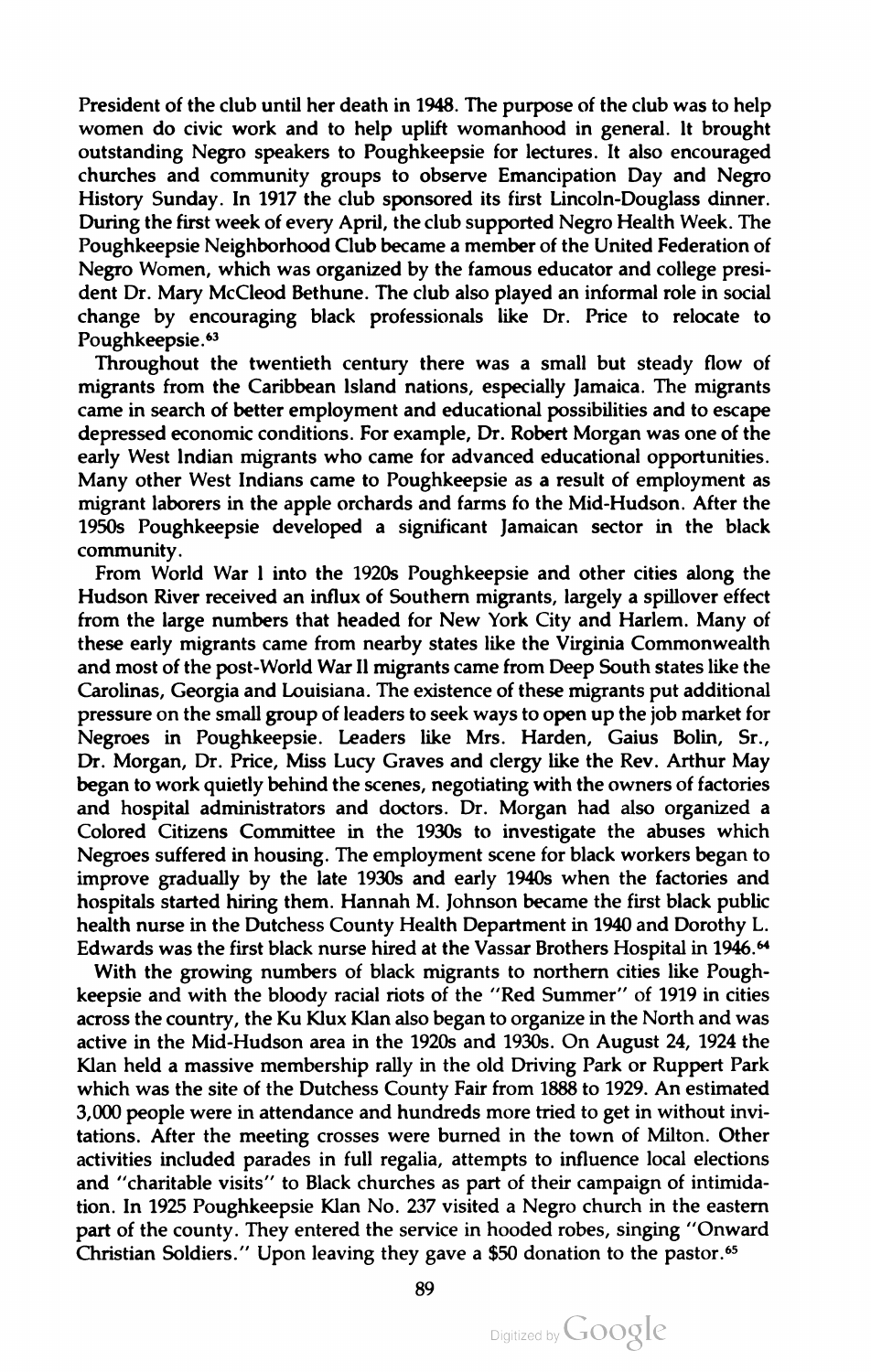President of the club until her death in 1948. The purpose of the club was to help women do civic work and to help uplift womanhood in general. It brought outstanding Negro speakers to Poughkeepsie for lectures. It also encouraged churches and community groups to observe Emancipation Day and Negro History Sunday. In 1917 the club sponsored its first Lincoln-Douglass dinner. During the first week of every April, the club supported Negro Health Week. The Poughkeepsie Neighborhood Club became a member of the United Federation of Negro Women, which was organized by the famous educator and college president Dr. Mary McCleod Bethune. The club also played an informal role in social change by encouraging black professionals like Dr. Price to relocate to Poughkeepsie.[63]

Throughout the twentieth century there was a small but steady flow of migrants from the Caribbean Island nations, especially Jamaica. The migrants came in search of better employment and educational possibilities and to escape depressed economic conditions. For example, Dr. Robert Morgan was one of the early West Indian migrants who came for advanced educational opportunities. Many other West Indians came to Poughkeepsie as a result of employment as migrant laborers in the apple orchards and farms fo the Mid-Hudson. After the 1950s Poughkeepsie developed a significant Jamaican sector in the black community.

From World War I into the 1920s Poughkeepsie and other cities along the Hudson River received an influx of Southern migrants, largely a spillover effect from the large numbers that headed for New York City and Harlem. Many of these early migrants came from nearby states like the Virginia Commonwealth and most of the post-World War II migrants came from Deep South states like the Carolinas, Georgia and Louisiana. The existence of these migrants put additional pressure on the small group of leaders to seek ways to open up the job market for Negroes in Poughkeepsie. Leaders like Mrs. Harden, Gaius Bolin, Sr., Dr. Morgan, Dr. Price, Miss Lucy Graves and clergy like the Rev. Arthur May began to work quietly behind the scenes, negotiating with the owners of factories and hospital administrators and doctors. Dr. Morgan had also organized a Colored Citizens Committee in the 1930s to investigate the abuses which Negroes suffered in housing. The employment scene for black workers began to improve gradually by the late 1930s and early 1940s when the factories and hospitals started hiring them. Hannah M. Johnson became the first black public health nurse in the Dutchess County Health Department in 1940 and Dorothy L. Edwards was the first black nurse hired at the Vassar Brothers Hospital in 1946.[64]

With the growing numbers of black migrants to northern cities like Poughkeepsie and with the bloody racial riots of the "Red Summer" of 1919 in cities across the country, the Ku Klux Klan also began to organize in the North and was active in the Mid-Hudson area in the 1920s and 1930s. On August 24, 1924 the Klan held a massive membership rally in the old Driving Park or Ruppert Park which was the site of the Dutchess County Fair from 1888 to 1929. An estimated 3,000 people were in attendance and hundreds more tried to get in without invitations. After the meeting crosses were burned in the town of Milton. Other activities included parades in full regalia, attempts to influence local elections and "charitable visits" to Black churches as part of their campaign of intimidation. In 1925 Poughkeepsie Klan No. 237 visited a Negro church in the eastern part of the county. They entered the service in hooded robes, singing "Onward Christian Soldiers." Upon leaving they gave a $50 donation to the pastor.[65]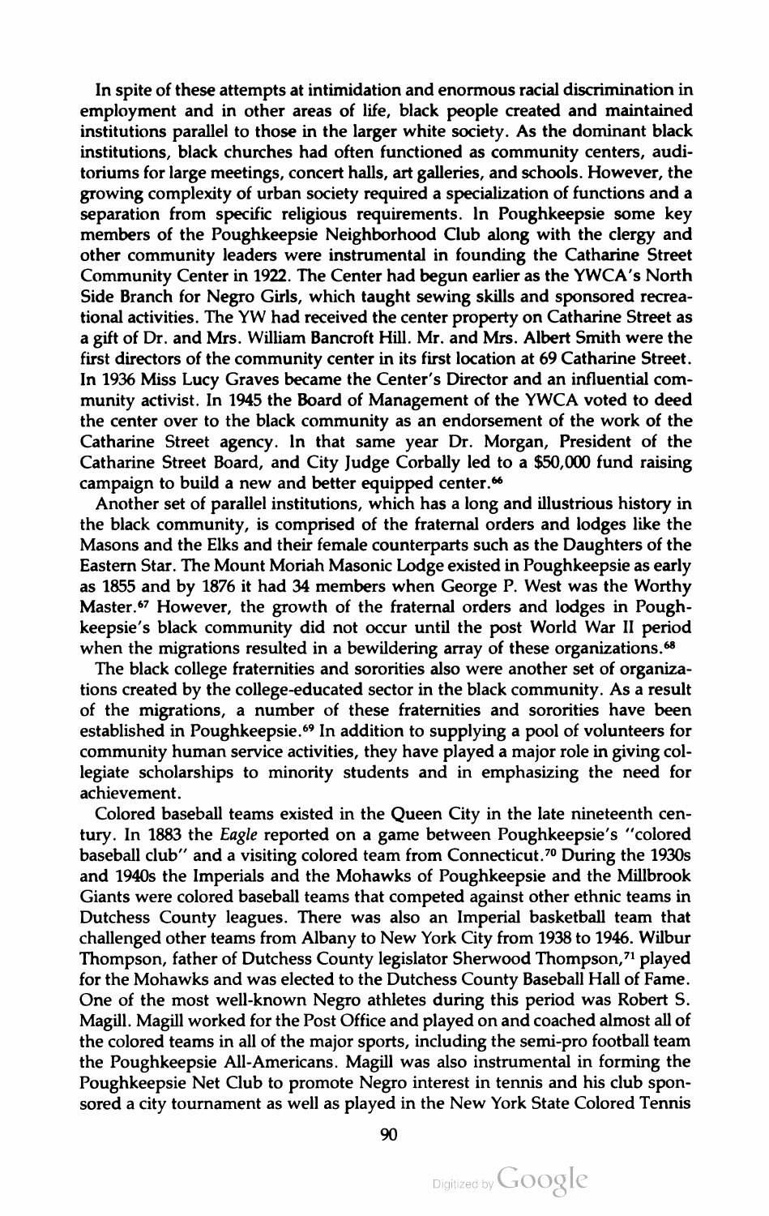In spite of these attempts at intimidation and enormous racial discrimination in employment and in other areas of life, black people created and maintained institutions parallel to those in the larger white society. As the dominant black institutions, black churches had often functioned as community centers, auditoriums for large meetings, concert halls, art galleries, and schools. However, the growing complexity of urban society required a specialization of functions and a separation from specific religious requirements. In Poughkeepsie some key members of the Poughkeepsie Neighborhood Club along with the clergy and other community leaders were instrumental in founding the Catharine Street Community Center in 1922. The Center had begun earlier as the YWCA's North Side Branch for Negro Girls, which taught sewing skills and sponsored recreational activities. The YW had received the center property on Catharine Street as a gift of Dr. and Mrs. William Bancroft Hill. Mr. and Mrs. Albert Smith were the first directors of the community center in its first location at 69 Catharine Street. In 1936 Miss Lucy Graves became the Center's Director and an influential community activist. In 1945 the Board of Management of the YWCA voted to deed the center over to the black community as an endorsement of the work of the Catharine Street agency. In that same year Dr. Morgan, President of the Catharine Street Board, and City Judge Corbally led to a $50,000 fund raising campaign to build a new and better equipped center.[66]

Another set of parallel institutions, which has a long and illustrious history in the black community, is comprised of the fraternal orders and lodges like the Masons and the Elks and their female counterparts such as the Daughters of the Eastern Star. The Mount Moriah Masonic Lodge existed in Poughkeepsie as early as 1855 and by 1876 it had 34 members when George P. West was the Worthy Master.[67] However, the growth of the fraternal orders and lodges in Poughkeepsie's black community did not occur until the post World War II period when the migrations resulted in a bewildering array of these organizations.[68]

The black college fraternities and sororities also were another set of organizations created by the college-educated sector in the black community. As a result of the migrations, a number of these fraternities and sororities have been established in Poughkeepsie.[69] In addition to supplying a pool of volunteers for community human service activities, they have played a major role in giving collegiate scholarships to minority students and in emphasizing the need for achievement.

Colored baseball teams existed in the Queen City in the late nineteenth century. In 1883 the *Eagle* reported on a game between Poughkeepsie's "colored baseball club" and a visiting colored team from Connecticut.[70] During the 1930s and 1940s the Imperials and the Mohawks of Poughkeepsie and the Millbrook Giants were colored baseball teams that competed against other ethnic teams in Dutchess County leagues. There was also an Imperial basketball team that challenged other teams from Albany to New York City from 1938 to 1946. Wilbur Thompson, father of Dutchess County legislator Sherwood Thompson,[71] played for the Mohawks and was elected to the Dutchess County Baseball Hall of Fame. One of the most well-known Negro athletes during this period was Robert S. Magill. Magill worked for the Post Office and played on and coached almost all of the colored teams in all of the major sports, including the semi-pro football team the Poughkeepsie All-Americans. Magill was also instrumental in forming the Poughkeepsie Net Club to promote Negro interest in tennis and his club sponsored a city tournament as well as played in the New York State Colored Tennis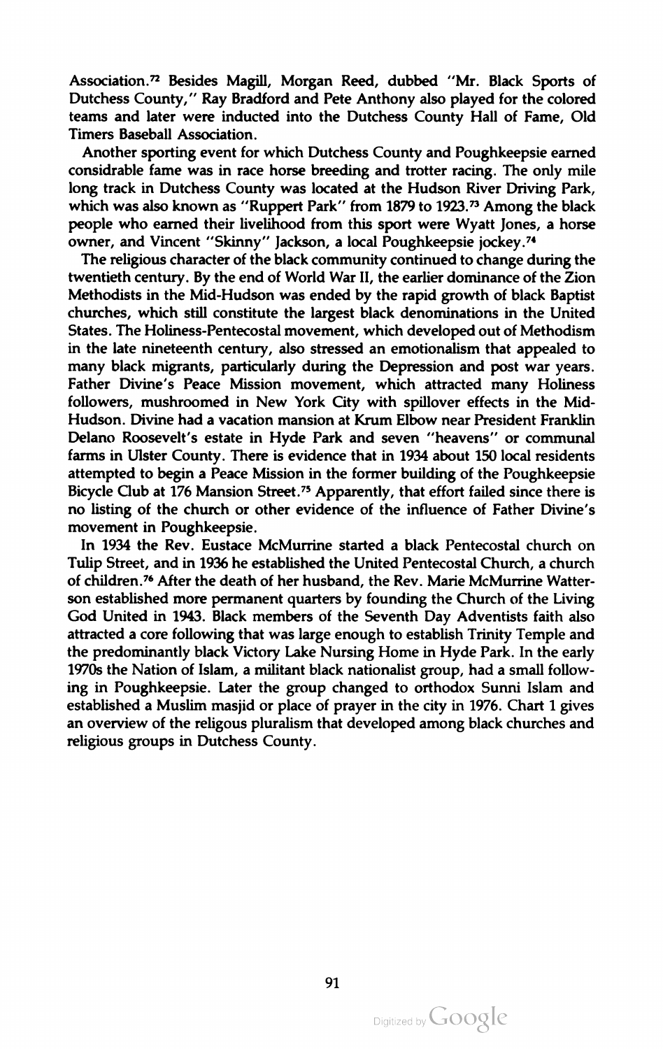Association.[72] Besides Magill, Morgan Reed, dubbed "Mr. Black Sports of Dutchess County," Ray Bradford and Pete Anthony also played for the colored teams and later were inducted into the Dutchess County Hall of Fame, Old Timers Baseball Association.

Another sporting event for which Dutchess County and Poughkeepsie earned considrable fame was in race horse breeding and trotter racing. The only mile long track in Dutchess County was located at the Hudson River Driving Park, which was also known as "Ruppert Park" from 1879 to 1923.[73] Among the black people who earned their livelihood from this sport were Wyatt Jones, a horse owner, and Vincent "Skinny" Jackson, a local Poughkeepsie jockey.[74]

The religious character of the black community continued to change during the twentieth century. By the end of World War II, the earlier dominance of the Zion Methodists in the Mid-Hudson was ended by the rapid growth of black Baptist churches, which still constitute the largest black denominations in the United States. The Holiness-Pentecostal movement, which developed out of Methodism in the late nineteenth century, also stressed an emotionalism that appealed to many black migrants, particularly during the Depression and post war years. Father Divine's Peace Mission movement, which attracted many Holiness followers, mushroomed in New York City with spillover effects in the Mid-Hudson. Divine had a vacation mansion at Krum Elbow near President Franklin Delano Roosevelt's estate in Hyde Park and seven "heavens" or communal farms in Ulster County. There is evidence that in 1934 about 150 local residents attempted to begin a Peace Mission in the former building of the Poughkeepsie Bicycle Club at 176 Mansion Street.[75] Apparently, that effort failed since there is no listing of the church or other evidence of the influence of Father Divine's movement in Poughkeepsie.

In 1934 the Rev. Eustace McMurrine started a black Pentecostal church on Tulip Street, and in 1936 he established the United Pentecostal Church, a church of children.[76] After the death of her husband, the Rev. Marie McMurrine Watterson established more permanent quarters by founding the Church of the Living God United in 1943. Black members of the Seventh Day Adventists faith also attracted a core following that was large enough to establish Trinity Temple and the predominantly black Victory Lake Nursing Home in Hyde Park. In the early 1970s the Nation of Islam, a militant black nationalist group, had a small following in Poughkeepsie. Later the group changed to orthodox Sunni Islam and established a Muslim masjid or place of prayer in the city in 1976. Chart 1 gives an overview of the religous pluralism that developed among black churches and religious groups in Dutchess County.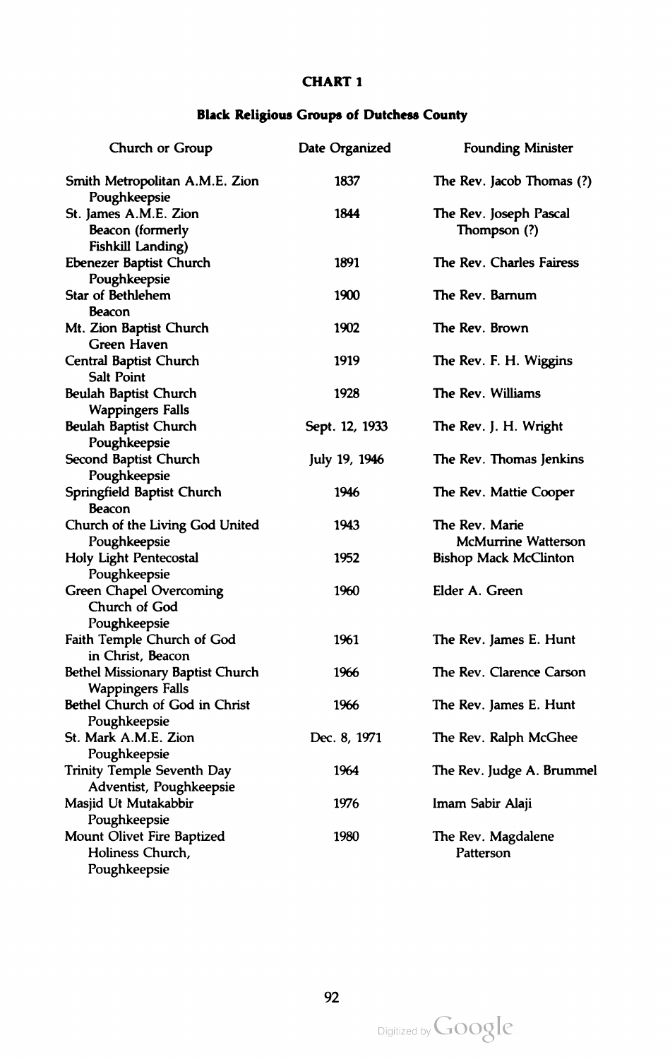**CHART 1**

**Black Religious Groups of Dutchess County**

| Church or Group | Date Organized | Founding Minister |
|---|---|---|
| Smith Metropolitan A.M.E. Zion Poughkeepsie | 1837 | The Rev. Jacob Thomas (?) |
| St. James A.M.E. Zion Beacon (formerly Fishkill Landing) | 1844 | The Rev. Joseph Pascal Thompson (?) |
| Ebenezer Baptist Church Poughkeepsie | 1891 | The Rev. Charles Fairess |
| Star of Bethlehem Beacon | 1900 | The Rev. Barnum |
| Mt. Zion Baptist Church Green Haven | 1902 | The Rev. Brown |
| Central Baptist Church Salt Point | 1919 | The Rev. F. H. Wiggins |
| Beulah Baptist Church Wappingers Falls | 1928 | The Rev. Williams |
| Beulah Baptist Church Poughkeepsie | Sept. 12, 1933 | The Rev. J. H. Wright |
| Second Baptist Church Poughkeepsie | July 19, 1946 | The Rev. Thomas Jenkins |
| Springfield Baptist Church Beacon | 1946 | The Rev. Mattie Cooper |
| Church of the Living God United Poughkeepsie | 1943 | The Rev. Marie McMurrine Watterson |
| Holy Light Pentecostal Poughkeepsie | 1952 | Bishop Mack McClinton |
| Green Chapel Overcoming Church of God Poughkeepsie | 1960 | Elder A. Green |
| Faith Temple Church of God in Christ, Beacon | 1961 | The Rev. James E. Hunt |
| Bethel Missionary Baptist Church Wappingers Falls | 1966 | The Rev. Clarence Carson |
| Bethel Church of God in Christ Poughkeepsie | 1966 | The Rev. James E. Hunt |
| St. Mark A.M.E. Zion Poughkeepsie | Dec. 8, 1971 | The Rev. Ralph McGhee |
| Trinity Temple Seventh Day Adventist, Poughkeepsie | 1964 | The Rev. Judge A. Brummel |
| Masjid Ut Mutakabbir Poughkeepsie | 1976 | Imam Sabir Alaji |
| Mount Olivet Fire Baptized Holiness Church, Poughkeepsie | 1980 | The Rev. Magdalene Patterson |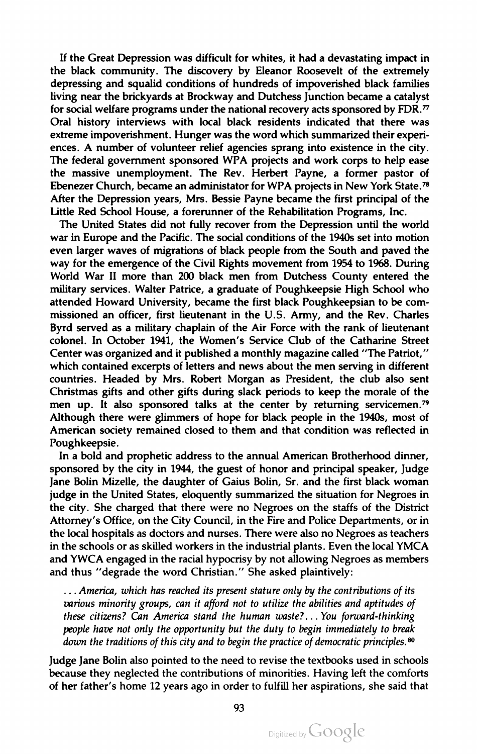If the Great Depression was difficult for whites, it had a devastating impact in the black community. The discovery by Eleanor Roosevelt of the extremely depressing and squalid conditions of hundreds of impoverished black families living near the brickyards at Brockway and Dutchess Junction became a catalyst for social welfare programs under the national recovery acts sponsored by FDR.[77] Oral history interviews with local black residents indicated that there was extreme impoverishment. Hunger was the word which summarized their experiences. A number of volunteer relief agencies sprang into existence in the city. The federal government sponsored WPA projects and work corps to help ease the massive unemployment. The Rev. Herbert Payne, a former pastor of Ebenezer Church, became an administator for WPA projects in New York State.[78] After the Depression years, Mrs. Bessie Payne became the first principal of the Little Red School House, a forerunner of the Rehabilitation Programs, Inc.

The United States did not fully recover from the Depression until the world war in Europe and the Pacific. The social conditions of the 1940s set into motion even larger waves of migrations of black people from the South and paved the way for the emergence of the Civil Rights movement from 1954 to 1968. During World War II more than 200 black men from Dutchess County entered the military services. Walter Patrice, a graduate of Poughkeepsie High School who attended Howard University, became the first black Poughkeepsian to be commissioned an officer, first lieutenant in the U.S. Army, and the Rev. Charles Byrd served as a military chaplain of the Air Force with the rank of lieutenant colonel. In October 1941, the Women's Service Club of the Catharine Street Center was organized and it published a monthly magazine called "The Patriot," which contained excerpts of letters and news about the men serving in different countries. Headed by Mrs. Robert Morgan as President, the club also sent Christmas gifts and other gifts during slack periods to keep the morale of the men up. It also sponsored talks at the center by returning servicemen.[79] Although there were glimmers of hope for black people in the 1940s, most of American society remained closed to them and that condition was reflected in Poughkeepsie.

In a bold and prophetic address to the annual American Brotherhood dinner, sponsored by the city in 1944, the guest of honor and principal speaker, Judge Jane Bolin Mizelle, the daughter of Gaius Bolin, Sr. and the first black woman judge in the United States, eloquently summarized the situation for Negroes in the city. She charged that there were no Negroes on the staffs of the District Attorney's Office, on the City Council, in the Fire and Police Departments, or in the local hospitals as doctors and nurses. There were also no Negroes as teachers in the schools or as skilled workers in the industrial plants. Even the local YMCA and YWCA engaged in the racial hypocrisy by not allowing Negroes as members and thus "degrade the word Christian." She asked plaintively:

> *. . . America, which has reached its present stature only by the contributions of its various minority groups, can it afford not to utilize the abilities and aptitudes of these citizens? Can America stand the human waste? . . . You forward-thinking people have not only the opportunity but the duty to begin immediately to break down the traditions of this city and to begin the practice of democratic principles.*[80]

Judge Jane Bolin also pointed to the need to revise the textbooks used in schools because they neglected the contributions of minorities. Having left the comforts of her father's home 12 years ago in order to fulfill her aspirations, she said that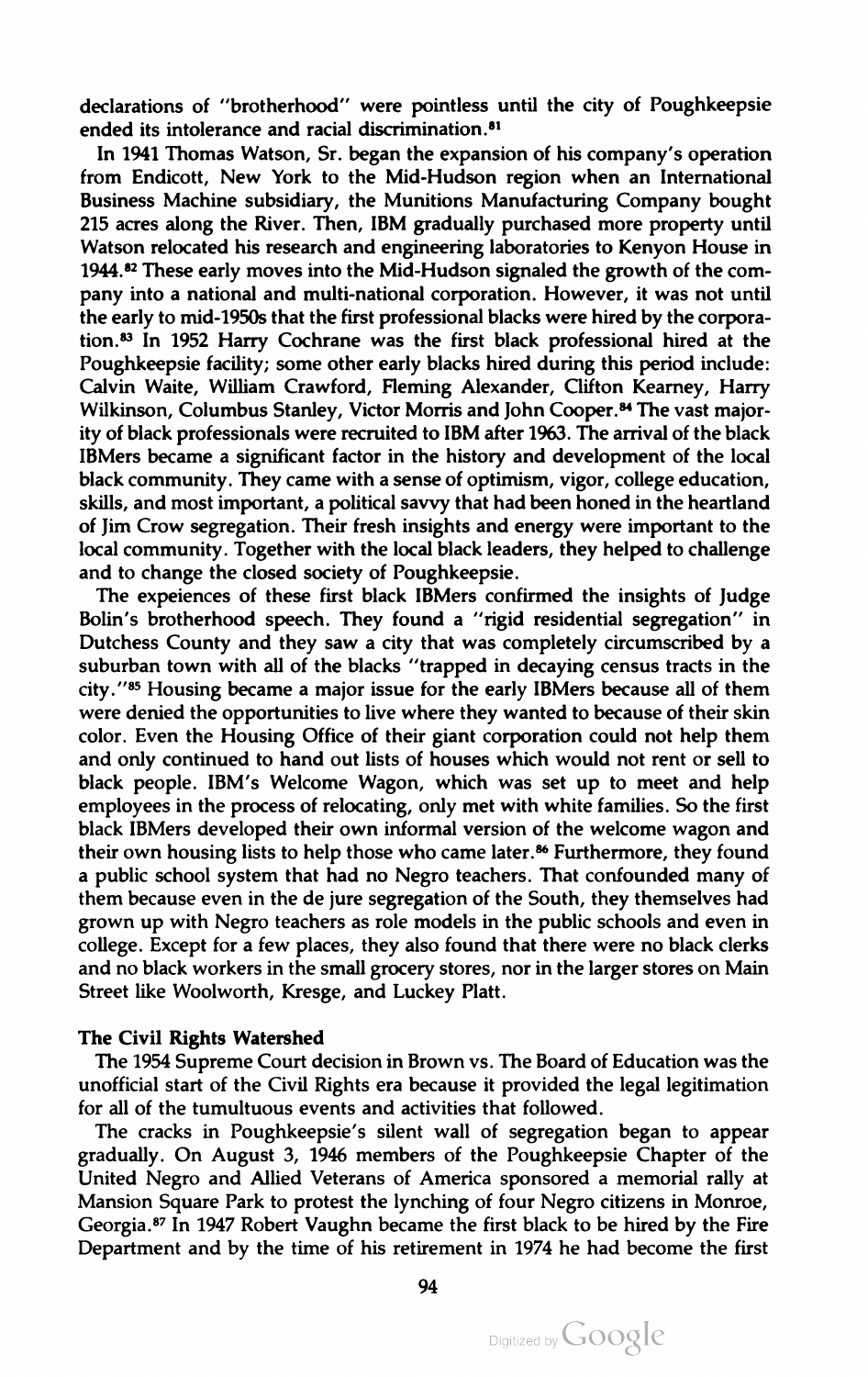declarations of "brotherhood" were pointless until the city of Poughkeepsie ended its intolerance and racial discrimination.[81]

In 1941 Thomas Watson, Sr. began the expansion of his company's operation from Endicott, New York to the Mid-Hudson region when an International Business Machine subsidiary, the Munitions Manufacturing Company bought 215 acres along the River. Then, IBM gradually purchased more property until Watson relocated his research and engineering laboratories to Kenyon House in 1944.[82] These early moves into the Mid-Hudson signaled the growth of the company into a national and multi-national corporation. However, it was not until the early to mid-1950s that the first professional blacks were hired by the corporation.[83] In 1952 Harry Cochrane was the first black professional hired at the Poughkeepsie facility; some other early blacks hired during this period include: Calvin Waite, William Crawford, Fleming Alexander, Clifton Kearney, Harry Wilkinson, Columbus Stanley, Victor Morris and John Cooper.[84] The vast majority of black professionals were recruited to IBM after 1963. The arrival of the black IBMers became a significant factor in the history and development of the local black community. They came with a sense of optimism, vigor, college education, skills, and most important, a political savvy that had been honed in the heartland of Jim Crow segregation. Their fresh insights and energy were important to the local community. Together with the local black leaders, they helped to challenge and to change the closed society of Poughkeepsie.

The expeiences of these first black IBMers confirmed the insights of Judge Bolin's brotherhood speech. They found a "rigid residential segregation" in Dutchess County and they saw a city that was completely circumscribed by a suburban town with all of the blacks "trapped in decaying census tracts in the city."[85] Housing became a major issue for the early IBMers because all of them were denied the opportunities to live where they wanted to because of their skin color. Even the Housing Office of their giant corporation could not help them and only continued to hand out lists of houses which would not rent or sell to black people. IBM's Welcome Wagon, which was set up to meet and help employees in the process of relocating, only met with white families. So the first black IBMers developed their own informal version of the welcome wagon and their own housing lists to help those who came later.[86] Furthermore, they found a public school system that had no Negro teachers. That confounded many of them because even in the de jure segregation of the South, they themselves had grown up with Negro teachers as role models in the public schools and even in college. Except for a few places, they also found that there were no black clerks and no black workers in the small grocery stores, nor in the larger stores on Main Street like Woolworth, Kresge, and Luckey Platt.

**The Civil Rights Watershed**

The 1954 Supreme Court decision in Brown vs. The Board of Education was the unofficial start of the Civil Rights era because it provided the legal legitimation for all of the tumultuous events and activities that followed.

The cracks in Poughkeepsie's silent wall of segregation began to appear gradually. On August 3, 1946 members of the Poughkeepsie Chapter of the United Negro and Allied Veterans of America sponsored a memorial rally at Mansion Square Park to protest the lynching of four Negro citizens in Monroe, Georgia.[87] In 1947 Robert Vaughn became the first black to be hired by the Fire Department and by the time of his retirement in 1974 he had become the first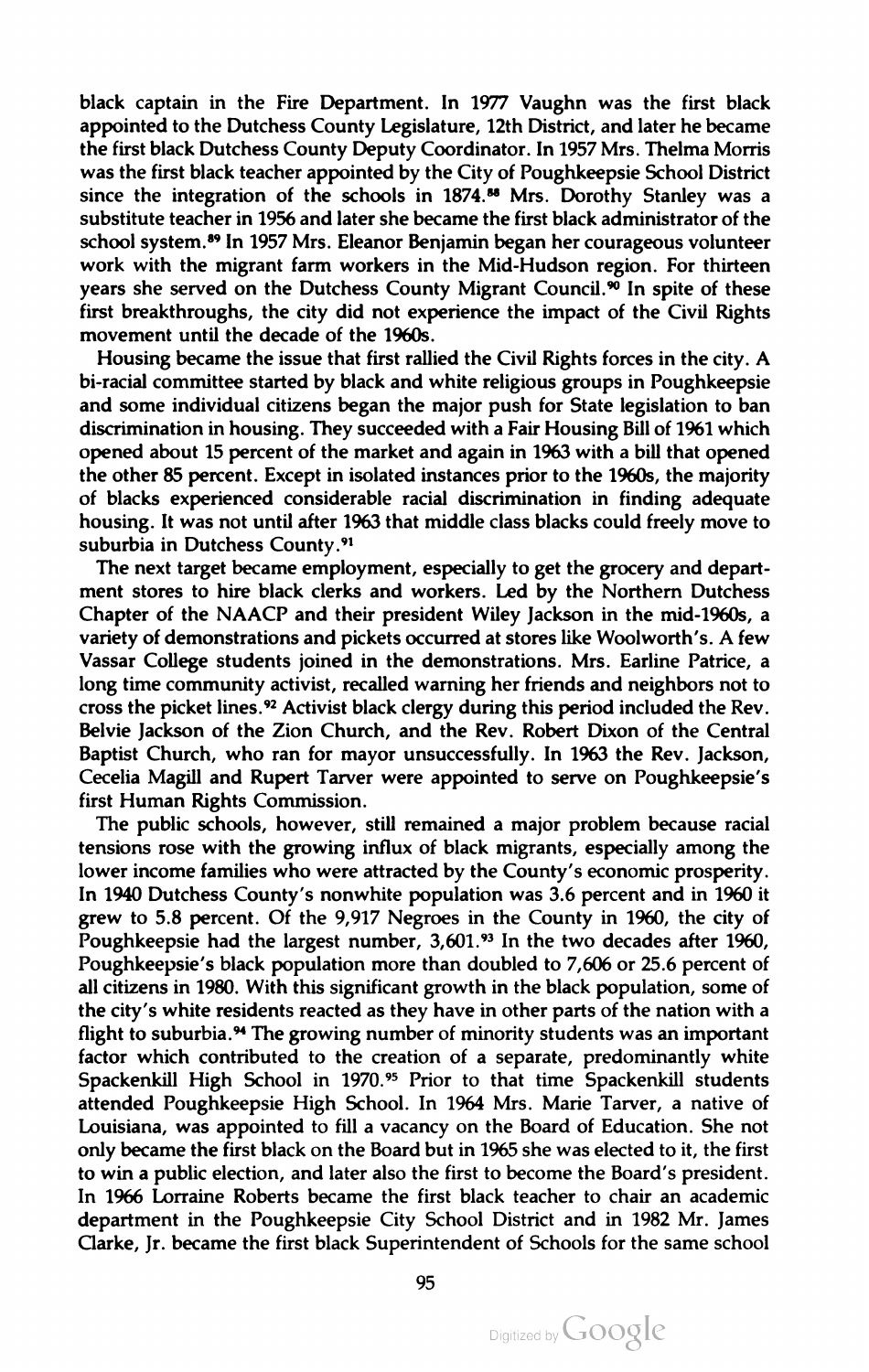black captain in the Fire Department. In 1977 Vaughn was the first black appointed to the Dutchess County Legislature, 12th District, and later he became the first black Dutchess County Deputy Coordinator. In 1957 Mrs. Thelma Morris was the first black teacher appointed by the City of Poughkeepsie School District since the integration of the schools in 1874.[88] Mrs. Dorothy Stanley was a substitute teacher in 1956 and later she became the first black administrator of the school system.[89] In 1957 Mrs. Eleanor Benjamin began her courageous volunteer work with the migrant farm workers in the Mid-Hudson region. For thirteen years she served on the Dutchess County Migrant Council.[90] In spite of these first breakthroughs, the city did not experience the impact of the Civil Rights movement until the decade of the 1960s.

Housing became the issue that first rallied the Civil Rights forces in the city. A bi-racial committee started by black and white religious groups in Poughkeepsie and some individual citizens began the major push for State legislation to ban discrimination in housing. They succeeded with a Fair Housing Bill of 1961 which opened about 15 percent of the market and again in 1963 with a bill that opened the other 85 percent. Except in isolated instances prior to the 1960s, the majority of blacks experienced considerable racial discrimination in finding adequate housing. It was not until after 1963 that middle class blacks could freely move to suburbia in Dutchess County.[91]

The next target became employment, especially to get the grocery and department stores to hire black clerks and workers. Led by the Northern Dutchess Chapter of the NAACP and their president Wiley Jackson in the mid-1960s, a variety of demonstrations and pickets occurred at stores like Woolworth's. A few Vassar College students joined in the demonstrations. Mrs. Earline Patrice, a long time community activist, recalled warning her friends and neighbors not to cross the picket lines.[92] Activist black clergy during this period included the Rev. Belvie Jackson of the Zion Church, and the Rev. Robert Dixon of the Central Baptist Church, who ran for mayor unsuccessfully. In 1963 the Rev. Jackson, Cecelia Magill and Rupert Tarver were appointed to serve on Poughkeepsie's first Human Rights Commission.

The public schools, however, still remained a major problem because racial tensions rose with the growing influx of black migrants, especially among the lower income families who were attracted by the County's economic prosperity. In 1940 Dutchess County's nonwhite population was 3.6 percent and in 1960 it grew to 5.8 percent. Of the 9,917 Negroes in the County in 1960, the city of Poughkeepsie had the largest number, 3,601.[93] In the two decades after 1960, Poughkeepsie's black population more than doubled to 7,606 or 25.6 percent of all citizens in 1980. With this significant growth in the black population, some of the city's white residents reacted as they have in other parts of the nation with a flight to suburbia.[94] The growing number of minority students was an important factor which contributed to the creation of a separate, predominantly white Spackenkill High School in 1970.[95] Prior to that time Spackenkill students attended Poughkeepsie High School. In 1964 Mrs. Marie Tarver, a native of Louisiana, was appointed to fill a vacancy on the Board of Education. She not only became the first black on the Board but in 1965 she was elected to it, the first to win a public election, and later also the first to become the Board's president. In 1966 Lorraine Roberts became the first black teacher to chair an academic department in the Poughkeepsie City School District and in 1982 Mr. James Clarke, Jr. became the first black Superintendent of Schools for the same school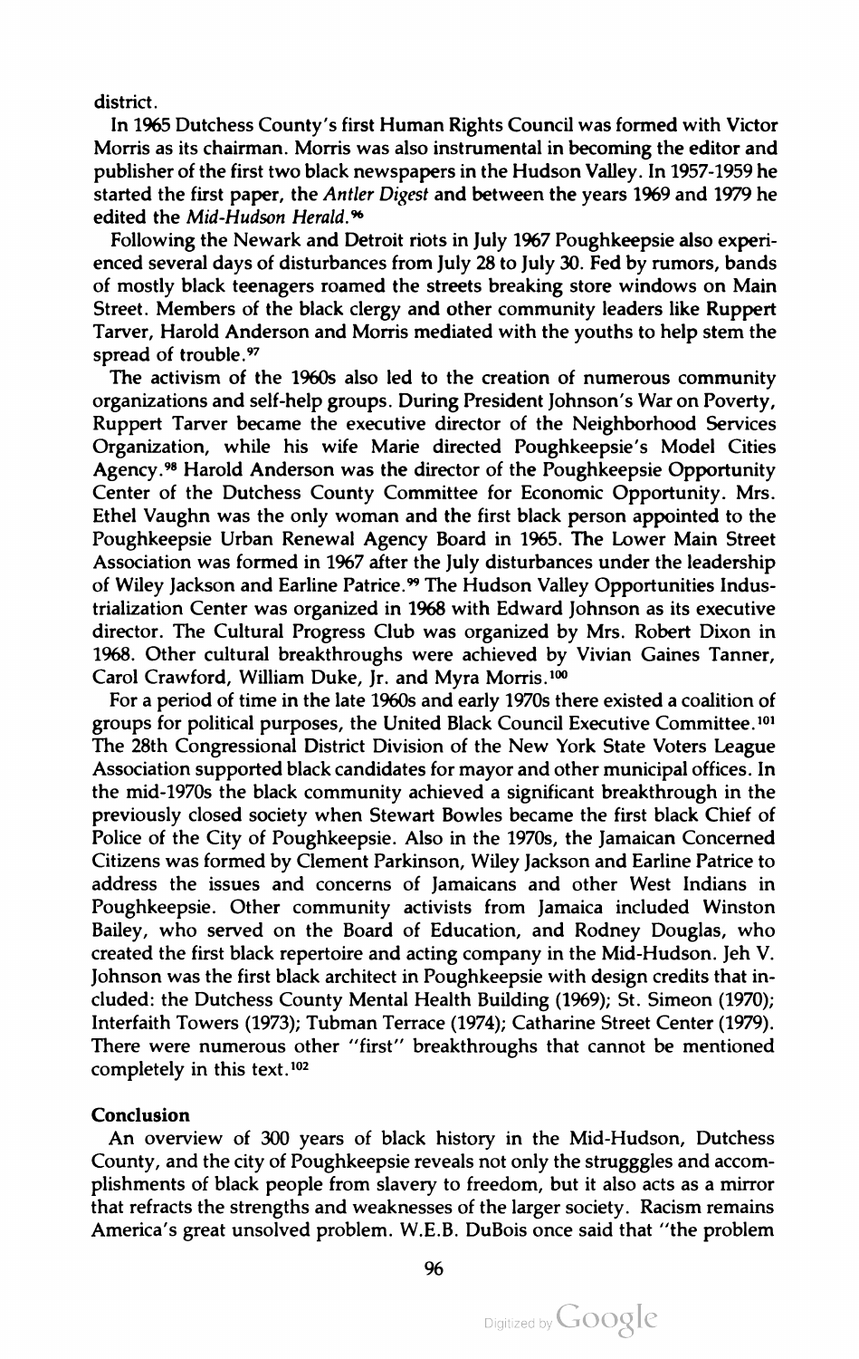district.

In 1965 Dutchess County's first Human Rights Council was formed with Victor Morris as its chairman. Morris was also instrumental in becoming the editor and publisher of the first two black newspapers in the Hudson Valley. In 1957-1959 he started the first paper, the *Antler Digest* and between the years 1969 and 1979 he edited the *Mid-Hudson Herald.*[96]

Following the Newark and Detroit riots in July 1967 Poughkeepsie also experienced several days of disturbances from July 28 to July 30. Fed by rumors, bands of mostly black teenagers roamed the streets breaking store windows on Main Street. Members of the black clergy and other community leaders like Ruppert Tarver, Harold Anderson and Morris mediated with the youths to help stem the spread of trouble.[97]

The activism of the 1960s also led to the creation of numerous community organizations and self-help groups. During President Johnson's War on Poverty, Ruppert Tarver became the executive director of the Neighborhood Services Organization, while his wife Marie directed Poughkeepsie's Model Cities Agency.[98] Harold Anderson was the director of the Poughkeepsie Opportunity Center of the Dutchess County Committee for Economic Opportunity. Mrs. Ethel Vaughn was the only woman and the first black person appointed to the Poughkeepsie Urban Renewal Agency Board in 1965. The Lower Main Street Association was formed in 1967 after the July disturbances under the leadership of Wiley Jackson and Earline Patrice.[99] The Hudson Valley Opportunities Industrialization Center was organized in 1968 with Edward Johnson as its executive director. The Cultural Progress Club was organized by Mrs. Robert Dixon in 1968. Other cultural breakthroughs were achieved by Vivian Gaines Tanner, Carol Crawford, William Duke, Jr. and Myra Morris.[100]

For a period of time in the late 1960s and early 1970s there existed a coalition of groups for political purposes, the United Black Council Executive Committee.[101] The 28th Congressional District Division of the New York State Voters League Association supported black candidates for mayor and other municipal offices. In the mid-1970s the black community achieved a significant breakthrough in the previously closed society when Stewart Bowles became the first black Chief of Police of the City of Poughkeepsie. Also in the 1970s, the Jamaican Concerned Citizens was formed by Clement Parkinson, Wiley Jackson and Earline Patrice to address the issues and concerns of Jamaicans and other West Indians in Poughkeepsie. Other community activists from Jamaica included Winston Bailey, who served on the Board of Education, and Rodney Douglas, who created the first black repertoire and acting company in the Mid-Hudson. Jeh V. Johnson was the first black architect in Poughkeepsie with design credits that included: the Dutchess County Mental Health Building (1969); St. Simeon (1970); Interfaith Towers (1973); Tubman Terrace (1974); Catharine Street Center (1979). There were numerous other "first" breakthroughs that cannot be mentioned completely in this text.[102]

**Conclusion**

An overview of 300 years of black history in the Mid-Hudson, Dutchess County, and the city of Poughkeepsie reveals not only the strugggles and accomplishments of black people from slavery to freedom, but it also acts as a mirror that refracts the strengths and weaknesses of the larger society. Racism remains America's great unsolved problem. W.E.B. DuBois once said that "the problem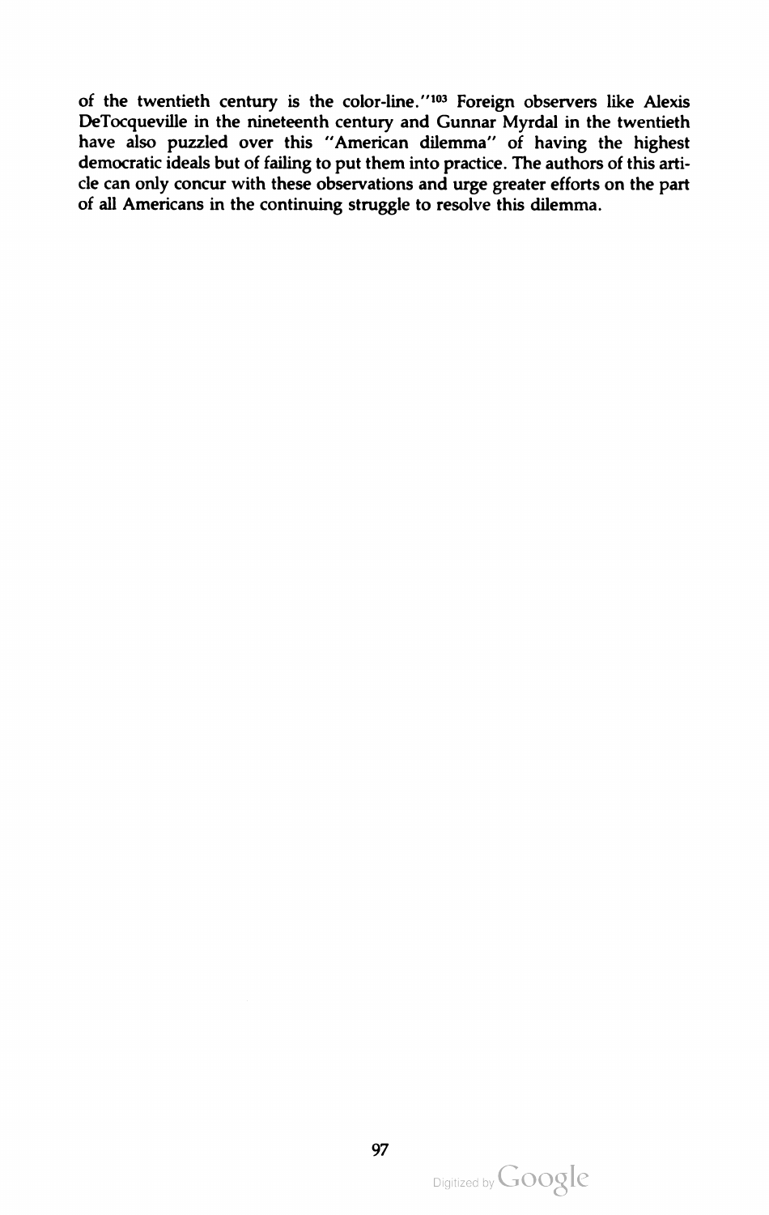of the twentieth century is the color-line."[103] Foreign observers like Alexis DeTocqueville in the nineteenth century and Gunnar Myrdal in the twentieth have also puzzled over this "American dilemma" of having the highest democratic ideals but of failing to put them into practice. The authors of this article can only concur with these observations and urge greater efforts on the part of all Americans in the continuing struggle to resolve this dilemma.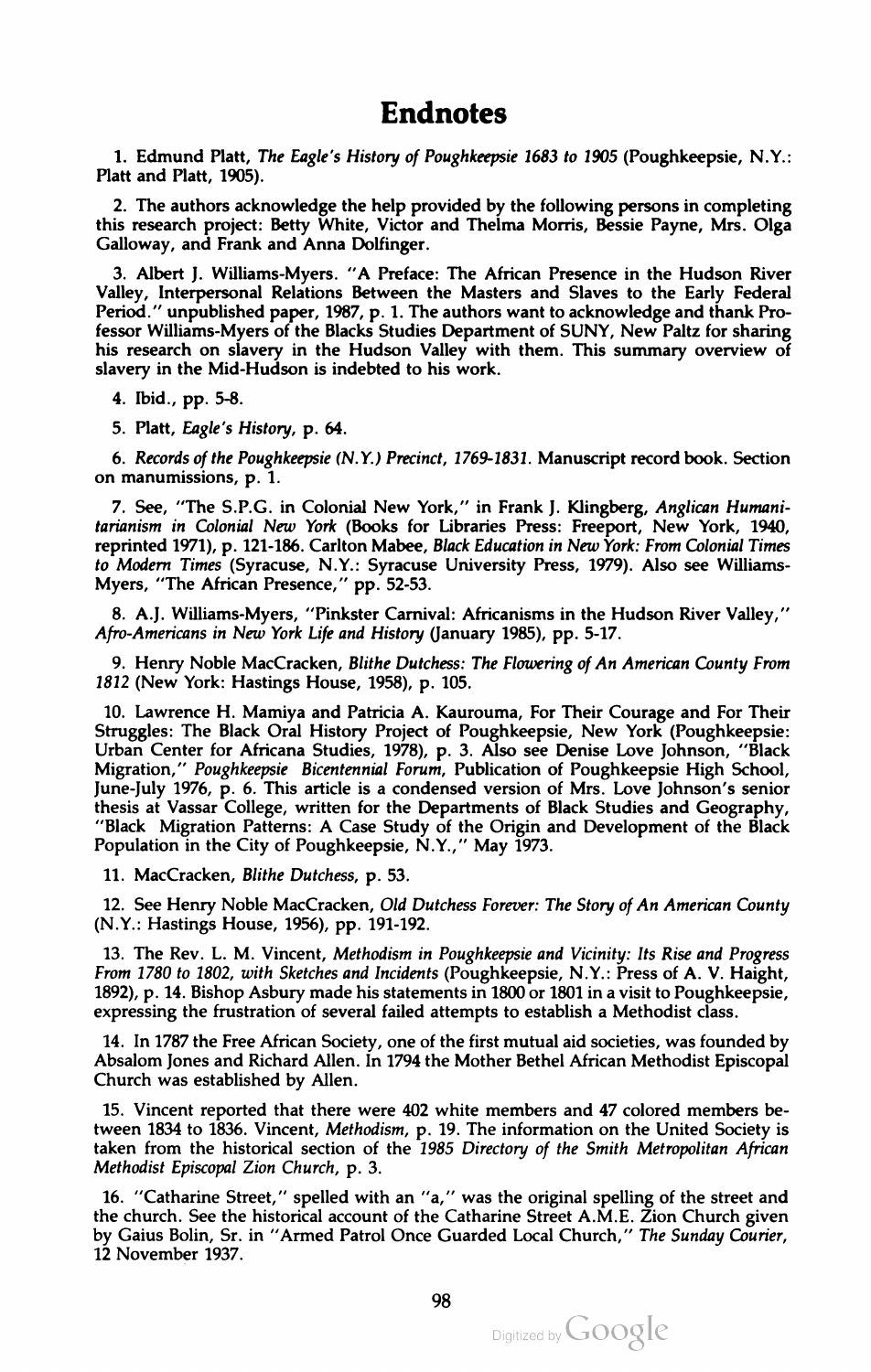# Endnotes

1. Edmund Platt, *The Eagle's History of Poughkeepsie 1683 to 1905* (Poughkeepsie, N.Y.: Platt and Platt, 1905).

2. The authors acknowledge the help provided by the following persons in completing this research project: Betty White, Victor and Thelma Morris, Bessie Payne, Mrs. Olga Galloway, and Frank and Anna Dolfinger.

3. Albert J. Williams-Myers. "A Preface: The African Presence in the Hudson River Valley, Interpersonal Relations Between the Masters and Slaves to the Early Federal Period." unpublished paper, 1987, p. 1. The authors want to acknowledge and thank Professor Williams-Myers of the Blacks Studies Department of SUNY, New Paltz for sharing his research on slavery in the Hudson Valley with them. This summary overview of slavery in the Mid-Hudson is indebted to his work.

4. Ibid., pp. 5-8.

5. Platt, *Eagle's History*, p. 64.

6. *Records of the Poughkeepsie (N.Y.) Precinct, 1769-1831.* Manuscript record book. Section on manumissions, p. 1.

7. See, "The S.P.G. in Colonial New York," in Frank J. Klingberg, *Anglican Humanitarianism in Colonial New York* (Books for Libraries Press: Freeport, New York, 1940, reprinted 1971), p. 121-186. Carlton Mabee, *Black Education in New York: From Colonial Times to Modern Times* (Syracuse, N.Y.: Syracuse University Press, 1979). Also see Williams-Myers, "The African Presence," pp. 52-53.

8. A.J. Williams-Myers, "Pinkster Carnival: Africanisms in the Hudson River Valley," *Afro-Americans in New York Life and History* (January 1985), pp. 5-17.

9. Henry Noble MacCracken, *Blithe Dutchess: The Flowering of An American County From 1812* (New York: Hastings House, 1958), p. 105.

10. Lawrence H. Mamiya and Patricia A. Kaurouma, For Their Courage and For Their Struggles: The Black Oral History Project of Poughkeepsie, New York (Poughkeepsie: Urban Center for Africana Studies, 1978), p. 3. Also see Denise Love Johnson, "Black Migration," *Poughkeepsie Bicentennial Forum*, Publication of Poughkeepsie High School, June-July 1976, p. 6. This article is a condensed version of Mrs. Love Johnson's senior thesis at Vassar College, written for the Departments of Black Studies and Geography, "Black Migration Patterns: A Case Study of the Origin and Development of the Black Population in the City of Poughkeepsie, N.Y.," May 1973.

11. MacCracken, *Blithe Dutchess*, p. 53.

12. See Henry Noble MacCracken, *Old Dutchess Forever: The Story of An American County* (N.Y.: Hastings House, 1956), pp. 191-192.

13. The Rev. L. M. Vincent, *Methodism in Poughkeepsie and Vicinity: Its Rise and Progress From 1780 to 1802, with Sketches and Incidents* (Poughkeepsie, N.Y.: Press of A. V. Haight, 1892), p. 14. Bishop Asbury made his statements in 1800 or 1801 in a visit to Poughkeepsie, expressing the frustration of several failed attempts to establish a Methodist class.

14. In 1787 the Free African Society, one of the first mutual aid societies, was founded by Absalom Jones and Richard Allen. In 1794 the Mother Bethel African Methodist Episcopal Church was established by Allen.

15. Vincent reported that there were 402 white members and 47 colored members between 1834 to 1836. Vincent, *Methodism*, p. 19. The information on the United Society is taken from the historical section of the *1985 Directory of the Smith Metropolitan African Methodist Episcopal Zion Church*, p. 3.

16. "Catharine Street," spelled with an "a," was the original spelling of the street and the church. See the historical account of the Catharine Street A.M.E. Zion Church given by Gaius Bolin, Sr. in "Armed Patrol Once Guarded Local Church," *The Sunday Courier*, 12 November 1937.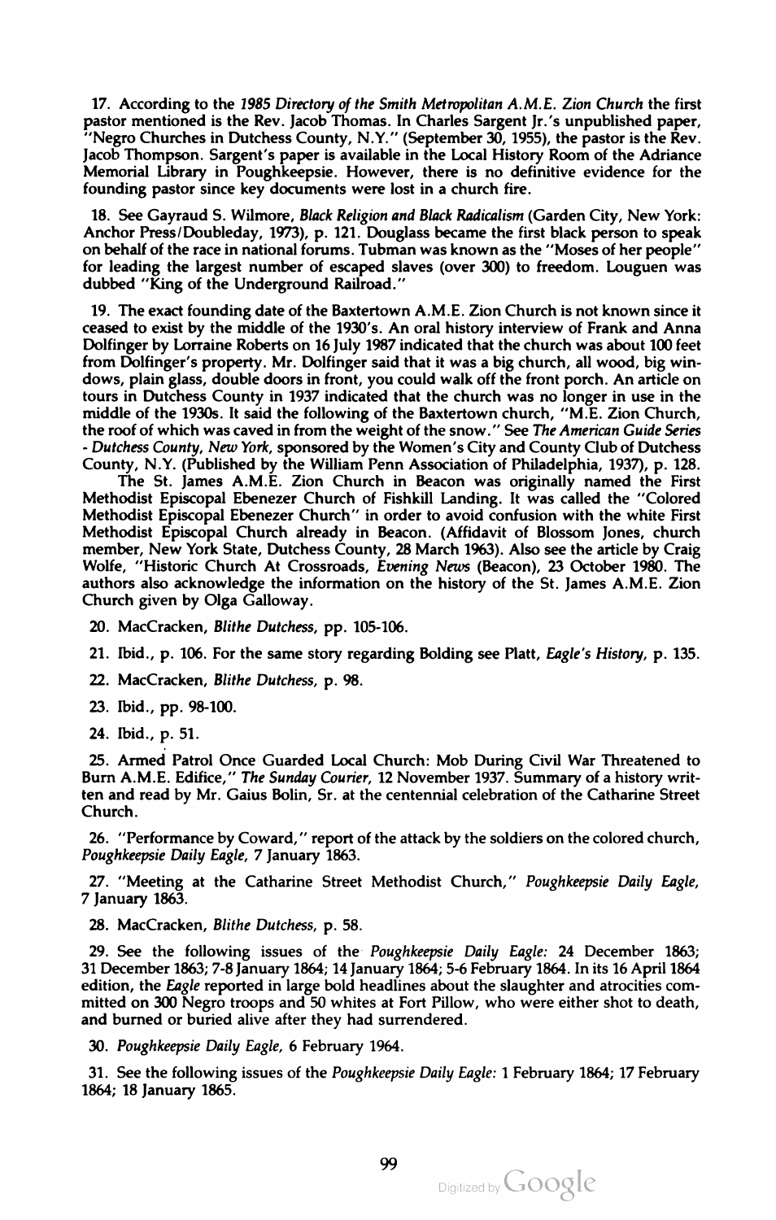17. According to the *1985 Directory of the Smith Metropolitan A.M.E. Zion Church* the first pastor mentioned is the Rev. Jacob Thomas. In Charles Sargent Jr.'s unpublished paper, "Negro Churches in Dutchess County, N.Y." (September 30, 1955), the pastor is the Rev. Jacob Thompson. Sargent's paper is available in the Local History Room of the Adriance Memorial Library in Poughkeepsie. However, there is no definitive evidence for the founding pastor since key documents were lost in a church fire.

18. See Gayraud S. Wilmore, *Black Religion and Black Radicalism* (Garden City, New York: Anchor Press/Doubleday, 1973), p. 121. Douglass became the first black person to speak on behalf of the race in national forums. Tubman was known as the "Moses of her people" for leading the largest number of escaped slaves (over 300) to freedom. Louguen was dubbed "King of the Underground Railroad."

19. The exact founding date of the Baxtertown A.M.E. Zion Church is not known since it ceased to exist by the middle of the 1930's. An oral history interview of Frank and Anna Dolfinger by Lorraine Roberts on 16 July 1987 indicated that the church was about 100 feet from Dolfinger's property. Mr. Dolfinger said that it was a big church, all wood, big windows, plain glass, double doors in front, you could walk off the front porch. An article on tours in Dutchess County in 1937 indicated that the church was no longer in use in the middle of the 1930s. It said the following of the Baxtertown church, "M.E. Zion Church, the roof of which was caved in from the weight of the snow." See *The American Guide Series - Dutchess County, New York*, sponsored by the Women's City and County Club of Dutchess County, N.Y. (Published by the William Penn Association of Philadelphia, 1937), p. 128.

The St. James A.M.E. Zion Church in Beacon was originally named the First Methodist Episcopal Ebenezer Church of Fishkill Landing. It was called the "Colored Methodist Episcopal Ebenezer Church" in order to avoid confusion with the white First Methodist Episcopal Church already in Beacon. (Affidavit of Blossom Jones, church member, New York State, Dutchess County, 28 March 1963). Also see the article by Craig Wolfe, "Historic Church At Crossroads, *Evening News* (Beacon), 23 October 1980. The authors also acknowledge the information on the history of the St. James A.M.E. Zion Church given by Olga Galloway.

20. MacCracken, *Blithe Dutchess*, pp. 105-106.

21. Ibid., p. 106. For the same story regarding Bolding see Platt, *Eagle's History*, p. 135.

22. MacCracken, *Blithe Dutchess*, p. 98.

23. Ibid., pp. 98-100.

24. Ibid., p. 51.

25. Armed Patrol Once Guarded Local Church: Mob During Civil War Threatened to Burn A.M.E. Edifice," *The Sunday Courier*, 12 November 1937. Summary of a history written and read by Mr. Gaius Bolin, Sr. at the centennial celebration of the Catharine Street Church.

26. "Performance by Coward," report of the attack by the soldiers on the colored church, *Poughkeepsie Daily Eagle*, 7 January 1863.

27. "Meeting at the Catharine Street Methodist Church," *Poughkeepsie Daily Eagle*, 7 January 1863.

28. MacCracken, *Blithe Dutchess*, p. 58.

29. See the following issues of the *Poughkeepsie Daily Eagle:* 24 December 1863; 31 December 1863; 7-8 January 1864; 14 January 1864; 5-6 February 1864. In its 16 April 1864 edition, the *Eagle* reported in large bold headlines about the slaughter and atrocities committed on 300 Negro troops and 50 whites at Fort Pillow, who were either shot to death, and burned or buried alive after they had surrendered.

30. *Poughkeepsie Daily Eagle*, 6 February 1964.

31. See the following issues of the *Poughkeepsie Daily Eagle:* 1 February 1864; 17 February 1864; 18 January 1865.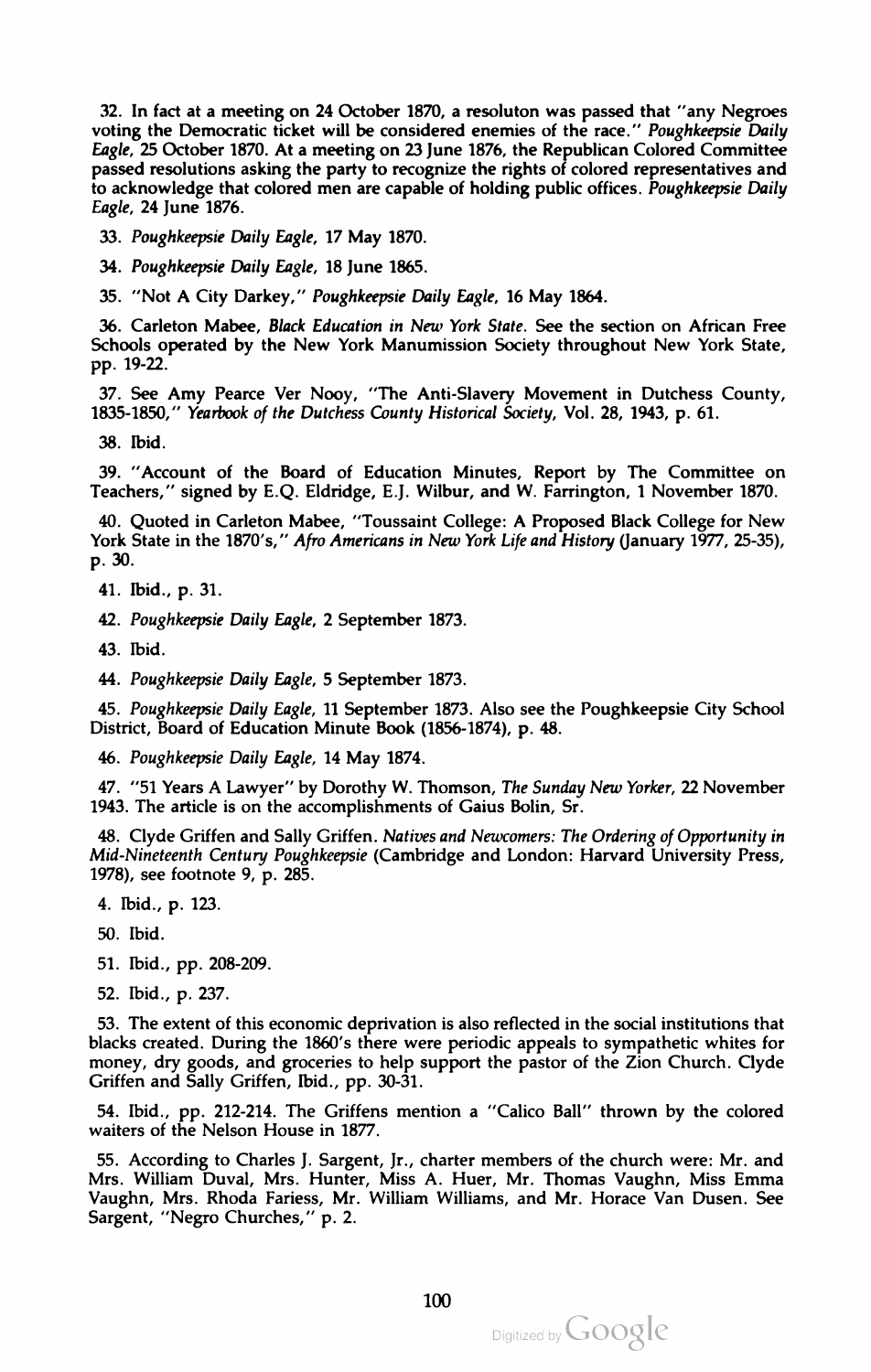32. In fact at a meeting on 24 October 1870, a resoluton was passed that "any Negroes voting the Democratic ticket will be considered enemies of the race." *Poughkeepsie Daily Eagle*, 25 October 1870. At a meeting on 23 June 1876, the Republican Colored Committee passed resolutions asking the party to recognize the rights of colored representatives and to acknowledge that colored men are capable of holding public offices. *Poughkeepsie Daily Eagle*, 24 June 1876.

33. *Poughkeepsie Daily Eagle*, 17 May 1870.

34. *Poughkeepsie Daily Eagle*, 18 June 1865.

35. "Not A City Darkey," *Poughkeepsie Daily Eagle*, 16 May 1864.

36. Carleton Mabee, *Black Education in New York State*. See the section on African Free Schools operated by the New York Manumission Society throughout New York State, pp. 19-22.

37. See Amy Pearce Ver Nooy, "The Anti-Slavery Movement in Dutchess County, 1835-1850," *Yearbook of the Dutchess County Historical Society*, Vol. 28, 1943, p. 61.

38. Ibid.

39. "Account of the Board of Education Minutes, Report by The Committee on Teachers," signed by E.Q. Eldridge, E.J. Wilbur, and W. Farrington, 1 November 1870.

40. Quoted in Carleton Mabee, "Toussaint College: A Proposed Black College for New York State in the 1870's," *Afro Americans in New York Life and History* (January 1977, 25-35), p. 30.

41. Ibid., p. 31.

42. *Poughkeepsie Daily Eagle*, 2 September 1873.

43. Ibid.

44. *Poughkeepsie Daily Eagle*, 5 September 1873.

45. *Poughkeepsie Daily Eagle*, 11 September 1873. Also see the Poughkeepsie City School District, Board of Education Minute Book (1856-1874), p. 48.

46. *Poughkeepsie Daily Eagle*, 14 May 1874.

47. "51 Years A Lawyer" by Dorothy W. Thomson, *The Sunday New Yorker*, 22 November 1943. The article is on the accomplishments of Gaius Bolin, Sr.

48. Clyde Griffen and Sally Griffen. *Natives and Newcomers: The Ordering of Opportunity in Mid-Nineteenth Century Poughkeepsie* (Cambridge and London: Harvard University Press, 1978), see footnote 9, p. 285.

4. Ibid., p. 123.

50. Ibid.

51. Ibid., pp. 208-209.

52. Ibid., p. 237.

53. The extent of this economic deprivation is also reflected in the social institutions that blacks created. During the 1860's there were periodic appeals to sympathetic whites for money, dry goods, and groceries to help support the pastor of the Zion Church. Clyde Griffen and Sally Griffen, Ibid., pp. 30-31.

54. Ibid., pp. 212-214. The Griffens mention a "Calico Ball" thrown by the colored waiters of the Nelson House in 1877.

55. According to Charles J. Sargent, Jr., charter members of the church were: Mr. and Mrs. William Duval, Mrs. Hunter, Miss A. Huer, Mr. Thomas Vaughn, Miss Emma Vaughn, Mrs. Rhoda Fariess, Mr. William Williams, and Mr. Horace Van Dusen. See Sargent, "Negro Churches," p. 2.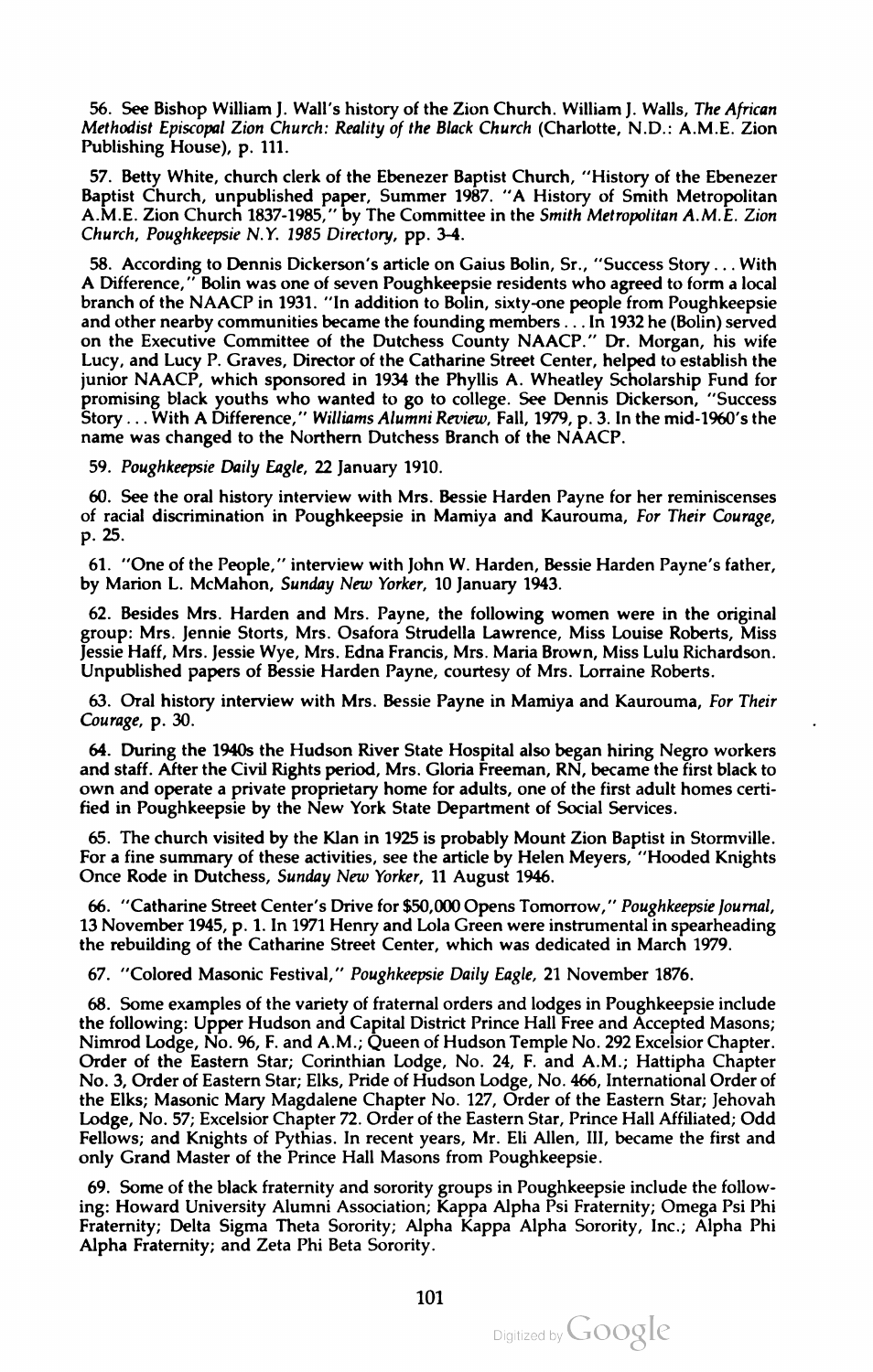56. See Bishop William J. Wall's history of the Zion Church. William J. Walls, *The African Methodist Episcopal Zion Church: Reality of the Black Church* (Charlotte, N.D.: A.M.E. Zion Publishing House), p. 111.

57. Betty White, church clerk of the Ebenezer Baptist Church, "History of the Ebenezer Baptist Church, unpublished paper, Summer 1987. "A History of Smith Metropolitan A.M.E. Zion Church 1837-1985," by The Committee in the *Smith Metropolitan A.M.E. Zion Church, Poughkeepsie N.Y. 1985 Directory*, pp. 3-4.

58. According to Dennis Dickerson's article on Gaius Bolin, Sr., "Success Story . . . With A Difference," Bolin was one of seven Poughkeepsie residents who agreed to form a local branch of the NAACP in 1931. "In addition to Bolin, sixty-one people from Poughkeepsie and other nearby communities became the founding members . . . In 1932 he (Bolin) served on the Executive Committee of the Dutchess County NAACP." Dr. Morgan, his wife Lucy, and Lucy P. Graves, Director of the Catharine Street Center, helped to establish the junior NAACP, which sponsored in 1934 the Phyllis A. Wheatley Scholarship Fund for promising black youths who wanted to go to college. See Dennis Dickerson, "Success Story . . . With A Difference," *Williams Alumni Review*, Fall, 1979, p. 3. In the mid-1960's the name was changed to the Northern Dutchess Branch of the NAACP.

59. *Poughkeepsie Daily Eagle*, 22 January 1910.

60. See the oral history interview with Mrs. Bessie Harden Payne for her reminiscenses of racial discrimination in Poughkeepsie in Mamiya and Kaurouma, *For Their Courage*, p. 25.

61. "One of the People," interview with John W. Harden, Bessie Harden Payne's father, by Marion L. McMahon, *Sunday New Yorker*, 10 January 1943.

62. Besides Mrs. Harden and Mrs. Payne, the following women were in the original group: Mrs. Jennie Storts, Mrs. Osafora Strudella Lawrence, Miss Louise Roberts, Miss Jessie Haff, Mrs. Jessie Wye, Mrs. Edna Francis, Mrs. Maria Brown, Miss Lulu Richardson. Unpublished papers of Bessie Harden Payne, courtesy of Mrs. Lorraine Roberts.

63. Oral history interview with Mrs. Bessie Payne in Mamiya and Kaurouma, *For Their Courage*, p. 30.

64. During the 1940s the Hudson River State Hospital also began hiring Negro workers and staff. After the Civil Rights period, Mrs. Gloria Freeman, RN, became the first black to own and operate a private proprietary home for adults, one of the first adult homes certified in Poughkeepsie by the New York State Department of Social Services.

65. The church visited by the Klan in 1925 is probably Mount Zion Baptist in Stormville. For a fine summary of these activities, see the article by Helen Meyers, "Hooded Knights Once Rode in Dutchess, *Sunday New Yorker*, 11 August 1946.

66. "Catharine Street Center's Drive for $50,000 Opens Tomorrow," *Poughkeepsie Journal*, 13 November 1945, p. 1. In 1971 Henry and Lola Green were instrumental in spearheading the rebuilding of the Catharine Street Center, which was dedicated in March 1979.

67. "Colored Masonic Festival," *Poughkeepsie Daily Eagle*, 21 November 1876.

68. Some examples of the variety of fraternal orders and lodges in Poughkeepsie include the following: Upper Hudson and Capital District Prince Hall Free and Accepted Masons; Nimrod Lodge, No. 96, F. and A.M.; Queen of Hudson Temple No. 292 Excelsior Chapter. Order of the Eastern Star; Corinthian Lodge, No. 24, F. and A.M.; Hattipha Chapter No. 3, Order of Eastern Star; Elks, Pride of Hudson Lodge, No. 466, International Order of the Elks; Masonic Mary Magdalene Chapter No. 127, Order of the Eastern Star; Jehovah Lodge, No. 57; Excelsior Chapter 72. Order of the Eastern Star, Prince Hall Affiliated; Odd Fellows; and Knights of Pythias. In recent years, Mr. Eli Allen, III, became the first and only Grand Master of the Prince Hall Masons from Poughkeepsie.

69. Some of the black fraternity and sorority groups in Poughkeepsie include the following: Howard University Alumni Association; Kappa Alpha Psi Fraternity; Omega Psi Phi Fraternity; Delta Sigma Theta Sorority; Alpha Kappa Alpha Sorority, Inc.; Alpha Phi Alpha Fraternity; and Zeta Phi Beta Sorority.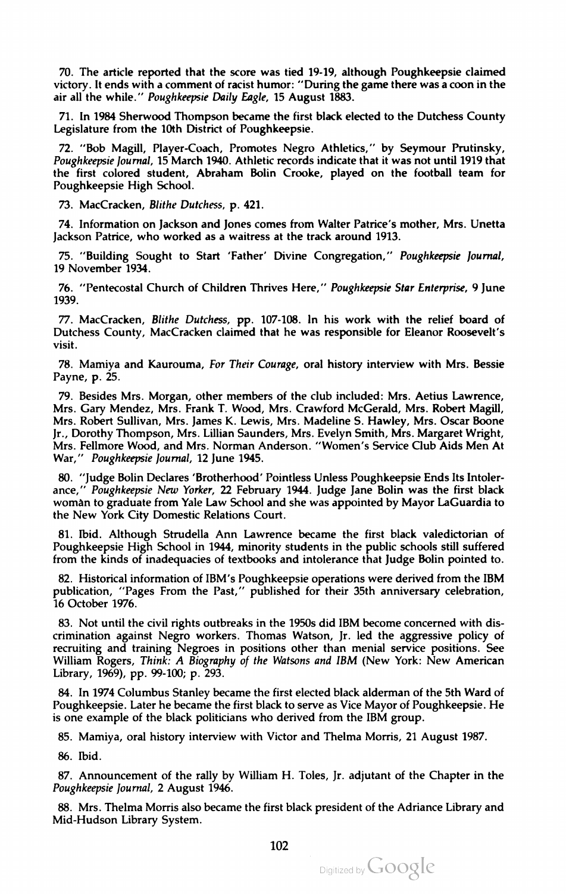70. The article reported that the score was tied 19-19, although Poughkeepsie claimed victory. It ends with a comment of racist humor: "During the game there was a coon in the air all the while." *Poughkeepsie Daily Eagle*, 15 August 1883.

71. In 1984 Sherwood Thompson became the first black elected to the Dutchess County Legislature from the 10th District of Poughkeepsie.

72. "Bob Magill, Player-Coach, Promotes Negro Athletics," by Seymour Prutinsky, *Poughkeepsie Journal*, 15 March 1940. Athletic records indicate that it was not until 1919 that the first colored student, Abraham Bolin Crooke, played on the football team for Poughkeepsie High School.

73. MacCracken, *Blithe Dutchess*, p. 421.

74. Information on Jackson and Jones comes from Walter Patrice's mother, Mrs. Unetta Jackson Patrice, who worked as a waitress at the track around 1913.

75. "Building Sought to Start 'Father' Divine Congregation," *Poughkeepsie Journal*, 19 November 1934.

76. "Pentecostal Church of Children Thrives Here," *Poughkeepsie Star Enterprise*, 9 June 1939.

77. MacCracken, *Blithe Dutchess*, pp. 107-108. In his work with the relief board of Dutchess County, MacCracken claimed that he was responsible for Eleanor Roosevelt's visit.

78. Mamiya and Kaurouma, *For Their Courage*, oral history interview with Mrs. Bessie Payne, p. 25.

79. Besides Mrs. Morgan, other members of the club included: Mrs. Aetius Lawrence, Mrs. Gary Mendez, Mrs. Frank T. Wood, Mrs. Crawford McGerald, Mrs. Robert Magill, Mrs. Robert Sullivan, Mrs. James K. Lewis, Mrs. Madeline S. Hawley, Mrs. Oscar Boone Jr., Dorothy Thompson, Mrs. Lillian Saunders, Mrs. Evelyn Smith, Mrs. Margaret Wright, Mrs. Fellmore Wood, and Mrs. Norman Anderson. "Women's Service Club Aids Men At War," *Poughkeepsie Journal*, 12 June 1945.

80. "Judge Bolin Declares 'Brotherhood' Pointless Unless Poughkeepsie Ends Its Intolerance," *Poughkeepsie New Yorker*, 22 February 1944. Judge Jane Bolin was the first black woman to graduate from Yale Law School and she was appointed by Mayor LaGuardia to the New York City Domestic Relations Court.

81. Ibid. Although Strudella Ann Lawrence became the first black valedictorian of Poughkeepsie High School in 1944, minority students in the public schools still suffered from the kinds of inadequacies of textbooks and intolerance that Judge Bolin pointed to.

82. Historical information of IBM's Poughkeepsie operations were derived from the IBM publication, "Pages From the Past," published for their 35th anniversary celebration, 16 October 1976.

83. Not until the civil rights outbreaks in the 1950s did IBM become concerned with discrimination against Negro workers. Thomas Watson, Jr. led the aggressive policy of recruiting and training Negroes in positions other than menial service positions. See William Rogers, *Think: A Biography of the Watsons and IBM* (New York: New American Library, 1969), pp. 99-100; p. 293.

84. In 1974 Columbus Stanley became the first elected black alderman of the 5th Ward of Poughkeepsie. Later he became the first black to serve as Vice Mayor of Poughkeepsie. He is one example of the black politicians who derived from the IBM group.

85. Mamiya, oral history interview with Victor and Thelma Morris, 21 August 1987.

86. Ibid.

87. Announcement of the rally by William H. Toles, Jr. adjutant of the Chapter in the *Poughkeepsie Journal*, 2 August 1946.

88. Mrs. Thelma Morris also became the first black president of the Adriance Library and Mid-Hudson Library System.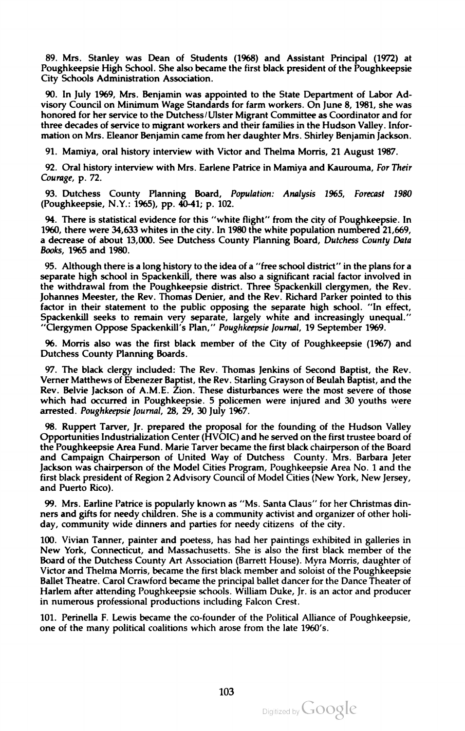89. Mrs. Stanley was Dean of Students (1968) and Assistant Principal (1972) at Poughkeepsie High School. She also became the first black president of the Poughkeepsie City Schools Administration Association.

90. In July 1969, Mrs. Benjamin was appointed to the State Department of Labor Advisory Council on Minimum Wage Standards for farm workers. On June 8, 1981, she was honored for her service to the Dutchess/Ulster Migrant Committee as Coordinator and for three decades of service to migrant workers and their families in the Hudson Valley. Information on Mrs. Eleanor Benjamin came from her daughter Mrs. Shirley Benjamin Jackson.

91. Mamiya, oral history interview with Victor and Thelma Morris, 21 August 1987.

92. Oral history interview with Mrs. Earlene Patrice in Mamiya and Kaurouma, *For Their Courage*, p. 72.

93. Dutchess County Planning Board, *Population: Analysis 1965, Forecast 1980* (Poughkeepsie, N.Y.: 1965), pp. 40-41; p. 102.

94. There is statistical evidence for this "white flight" from the city of Poughkeepsie. In 1960, there were 34,633 whites in the city. In 1980 the white population numbered 21,669, a decrease of about 13,000. See Dutchess County Planning Board, *Dutchess County Data Books*, 1965 and 1980.

95. Although there is a long history to the idea of a "free school district" in the plans for a separate high school in Spackenkill, there was also a significant racial factor involved in the withdrawal from the Poughkeepsie district. Three Spackenkill clergymen, the Rev. Johannes Meester, the Rev. Thomas Denier, and the Rev. Richard Parker pointed to this factor in their statement to the public opposing the separate high school. "In effect, Spackenkill seeks to remain very separate, largely white and increasingly unequal." "Clergymen Oppose Spackenkill's Plan," *Poughkeepsie Journal*, 19 September 1969.

96. Morris also was the first black member of the City of Poughkeepsie (1967) and Dutchess County Planning Boards.

97. The black clergy included: The Rev. Thomas Jenkins of Second Baptist, the Rev. Verner Matthews of Ebenezer Baptist, the Rev. Starling Grayson of Beulah Baptist, and the Rev. Belvie Jackson of A.M.E. Zion. These disturbances were the most severe of those which had occurred in Poughkeepsie. 5 policemen were injured and 30 youths were arrested. *Poughkeepsie Journal*, 28, 29, 30 July 1967.

98. Ruppert Tarver, Jr. prepared the proposal for the founding of the Hudson Valley Opportunities Industrialization Center (HVOIC) and he served on the first trustee board of the Poughkeepsie Area Fund. Marie Tarver became the first black chairperson of the Board and Campaign Chairperson of United Way of Dutchess County. Mrs. Barbara Jeter Jackson was chairperson of the Model Cities Program, Poughkeepsie Area No. 1 and the first black president of Region 2 Advisory Council of Model Cities (New York, New Jersey, and Puerto Rico).

99. Mrs. Earline Patrice is popularly known as "Ms. Santa Claus" for her Christmas dinners and gifts for needy children. She is a community activist and organizer of other holiday, community wide dinners and parties for needy citizens of the city.

100. Vivian Tanner, painter and poetess, has had her paintings exhibited in galleries in New York, Connecticut, and Massachusetts. She is also the first black member of the Board of the Dutchess County Art Association (Barrett House). Myra Morris, daughter of Victor and Thelma Morris, became the first black member and soloist of the Poughkeepsie Ballet Theatre. Carol Crawford became the principal ballet dancer for the Dance Theater of Harlem after attending Poughkeepsie schools. William Duke, Jr. is an actor and producer in numerous professional productions including Falcon Crest.

101. Perinella F. Lewis became the co-founder of the Political Alliance of Poughkeepsie, one of the many political coalitions which arose from the late 1960's.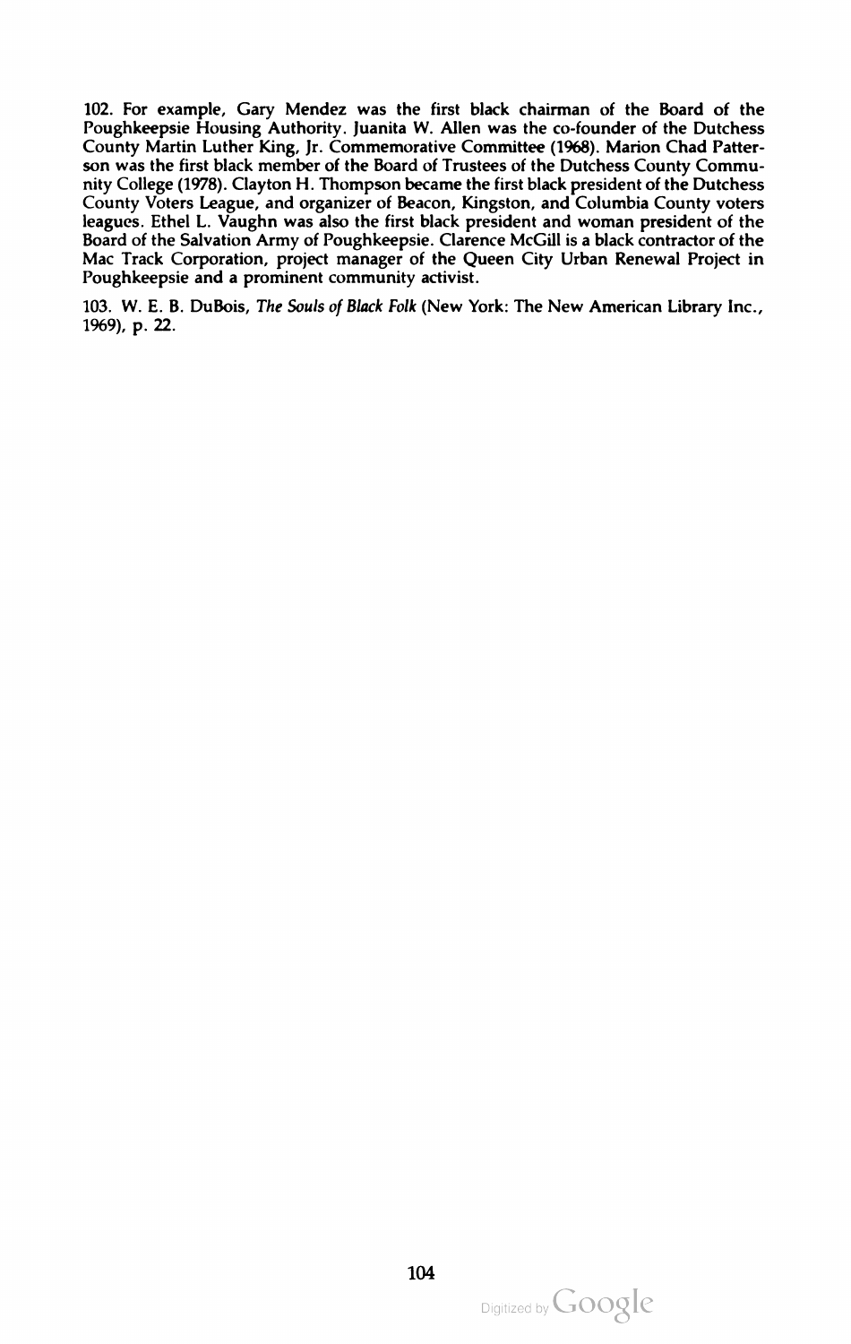102. For example, Gary Mendez was the first black chairman of the Board of the Poughkeepsie Housing Authority. Juanita W. Allen was the co-founder of the Dutchess County Martin Luther King, Jr. Commemorative Committee (1968). Marion Chad Patterson was the first black member of the Board of Trustees of the Dutchess County Community College (1978). Clayton H. Thompson became the first black president of the Dutchess County Voters League, and organizer of Beacon, Kingston, and Columbia County voters leagues. Ethel L. Vaughn was also the first black president and woman president of the Board of the Salvation Army of Poughkeepsie. Clarence McGill is a black contractor of the Mac Track Corporation, project manager of the Queen City Urban Renewal Project in Poughkeepsie and a prominent community activist.

103. W. E. B. DuBois, *The Souls of Black Folk* (New York: The New American Library Inc., 1969), p. 22.